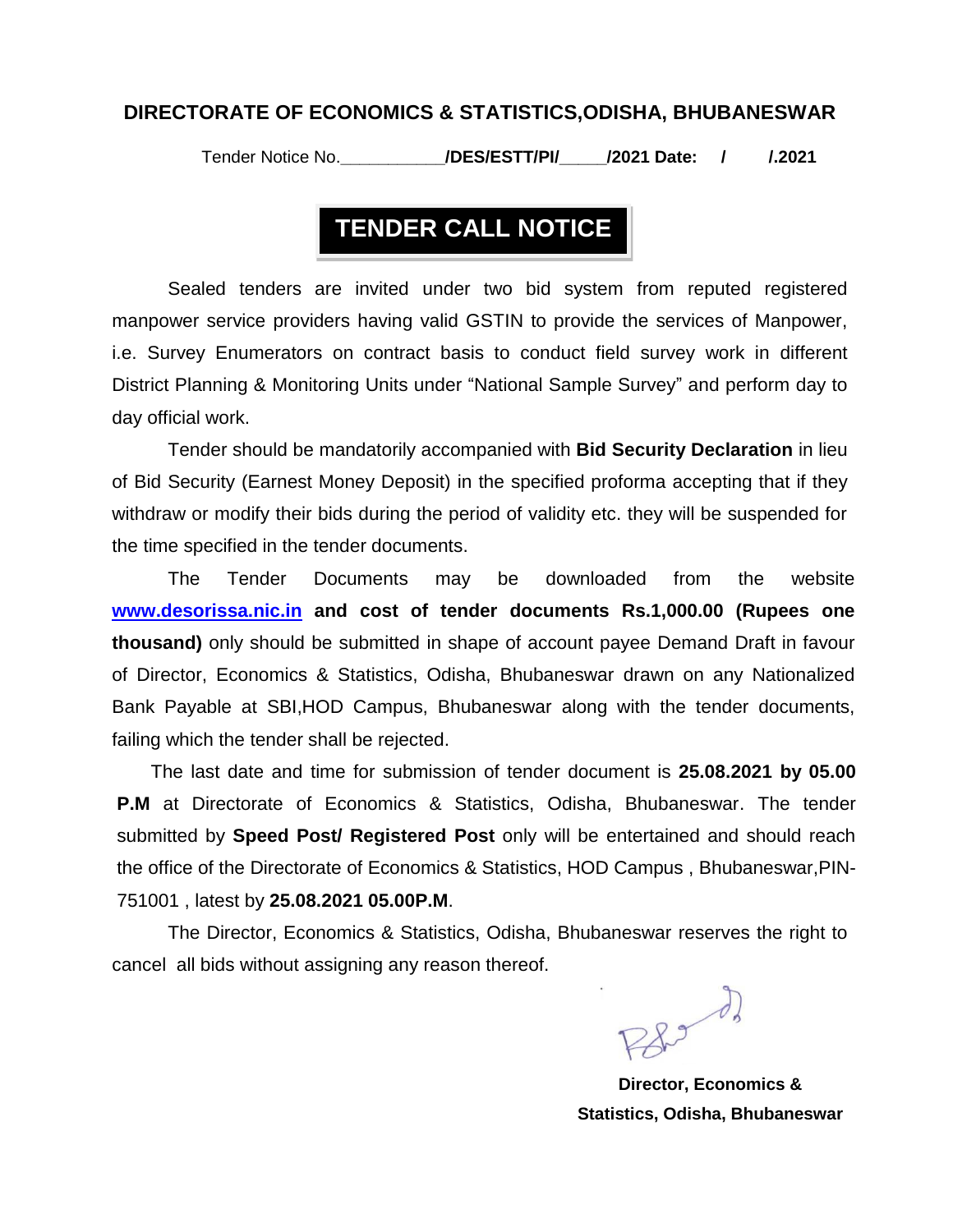**DIRECTORATE OF ECONOMICS & STATISTICS,ODISHA, BHUBANESWAR**

Tender Notice No.___________**/DES/ESTT/PI/_____/2021 Date: / /.2021**

# TENDER CALL NOTICE

Sealed tenders are invited under two bid system from reputed registered manpower service providers having valid GSTIN to provide the services of Manpower, i.e. Survey Enumerators on contract basis to conduct field survey work in different District Planning & Monitoring Units under "National Sample Survey" and perform day to day official work.

Tender should be mandatorily accompanied with **Bid Security Declaration** in lieu of Bid Security (Earnest Money Deposit) in the specified proforma accepting that if they withdraw or modify their bids during the period of validity etc. they will be suspended for the time specified in the tender documents.

The Tender Documents may be downloaded from the website **www.desorissa.nic.in and cost of tender documents Rs.1,000.00 (Rupees one thousand)** only should be submitted in shape of account payee Demand Draft in favour of Director, Economics & Statistics, Odisha, Bhubaneswar drawn on any Nationalized Bank Payable at SBI,HOD Campus, Bhubaneswar along with the tender documents, failing which the tender shall be rejected.

The last date and time for submission of tender document is **25.08.2021 by 05.00 P.M** at Directorate of Economics & Statistics, Odisha, Bhubaneswar. The tender submitted by **Speed Post/ Registered Post** only will be entertained and should reach the office of the Directorate of Economics & Statistics, HOD Campus , Bhubaneswar,PIN-751001 , latest by **25.08.2021 05.00P.M**.

The Director, Economics & Statistics, Odisha, Bhubaneswar reserves the right to cancel all bids without assigning any reason thereof.

**Director, Economics & Statistics, Odisha, Bhubaneswar**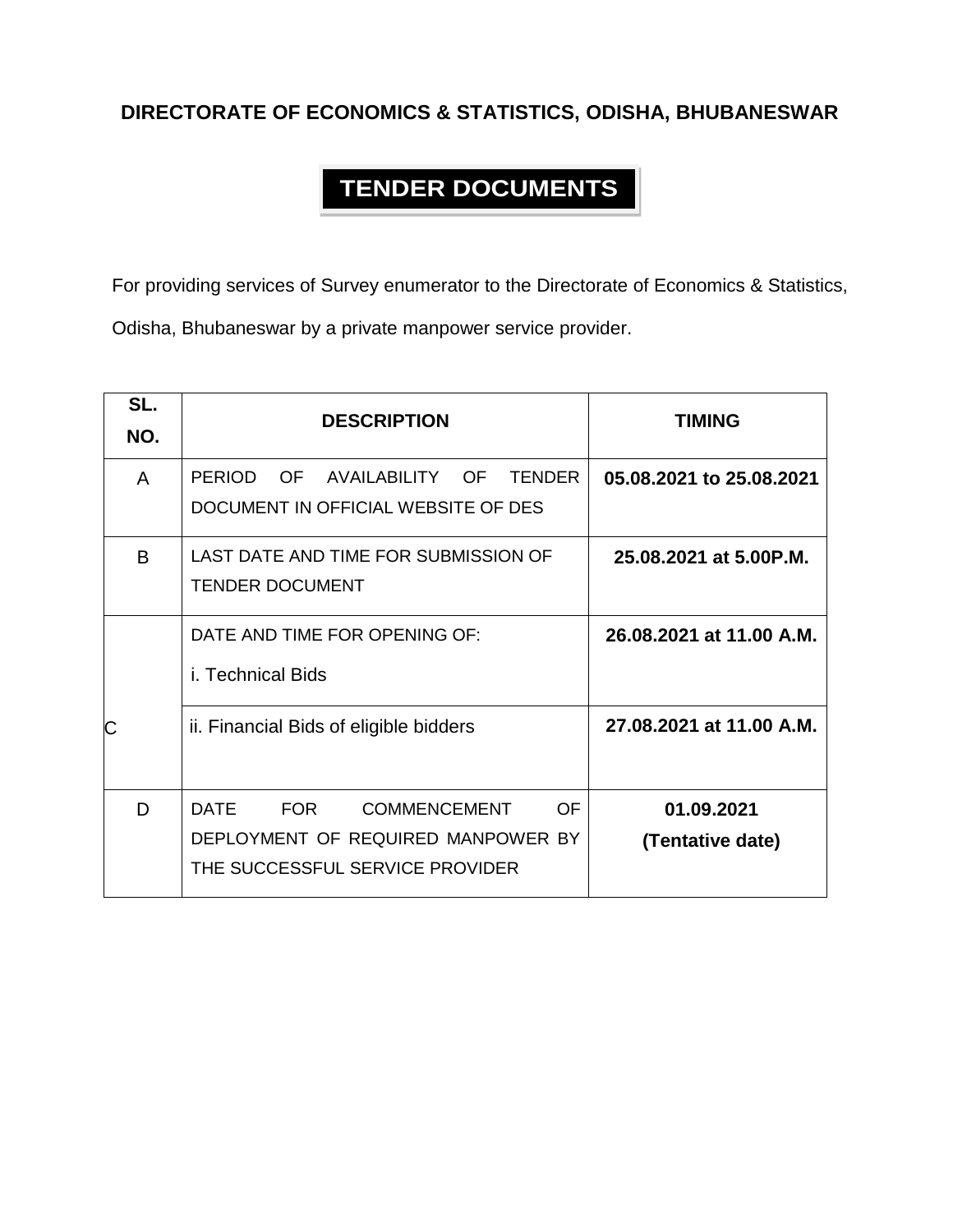**DIRECTORATE OF ECONOMICS & STATISTICS, ODISHA, BHUBANESWAR**

# TENDER DOCUMENTS

For providing services of Survey enumerator to the Directorate of Economics & Statistics, Odisha, Bhubaneswar by a private manpower service provider.

| SL. NO. | DESCRIPTION | TIMING |
|---|---|---|
| A | PERIOD OF AVAILABILITY OF TENDER DOCUMENT IN OFFICIAL WEBSITE OF DES | **05.08.2021 to 25.08.2021** |
| B | LAST DATE AND TIME FOR SUBMISSION OF TENDER DOCUMENT | **25.08.2021 at 5.00P.M.** |
| C | DATE AND TIME FOR OPENING OF:<br>i. Technical Bids | **26.08.2021 at 11.00 A.M.** |
| | ii. Financial Bids of eligible bidders | **27.08.2021 at 11.00 A.M.** |
| D | DATE FOR COMMENCEMENT OF DEPLOYMENT OF REQUIRED MANPOWER BY THE SUCCESSFUL SERVICE PROVIDER | **01.09.2021 (Tentative date)** |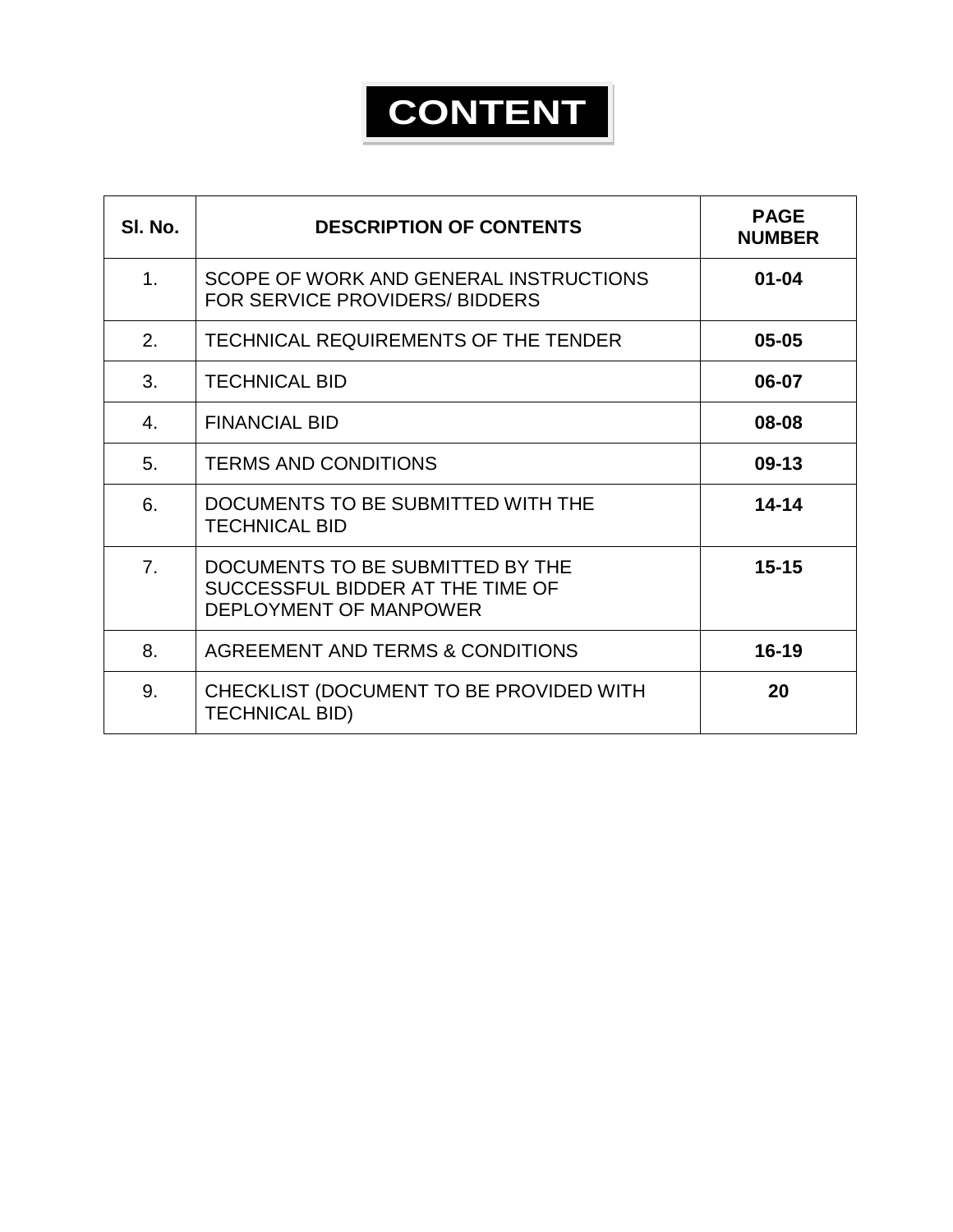# CONTENT

| Sl. No. | DESCRIPTION OF CONTENTS | PAGE NUMBER |
|---|---|---|
| 1. | SCOPE OF WORK AND GENERAL INSTRUCTIONS FOR SERVICE PROVIDERS/ BIDDERS | **01-04** |
| 2. | TECHNICAL REQUIREMENTS OF THE TENDER | **05-05** |
| 3. | TECHNICAL BID | **06-07** |
| 4. | FINANCIAL BID | **08-08** |
| 5. | TERMS AND CONDITIONS | **09-13** |
| 6. | DOCUMENTS TO BE SUBMITTED WITH THE TECHNICAL BID | **14-14** |
| 7. | DOCUMENTS TO BE SUBMITTED BY THE SUCCESSFUL BIDDER AT THE TIME OF DEPLOYMENT OF MANPOWER | **15-15** |
| 8. | AGREEMENT AND TERMS & CONDITIONS | **16-19** |
| 9. | CHECKLIST (DOCUMENT TO BE PROVIDED WITH TECHNICAL BID) | **20** |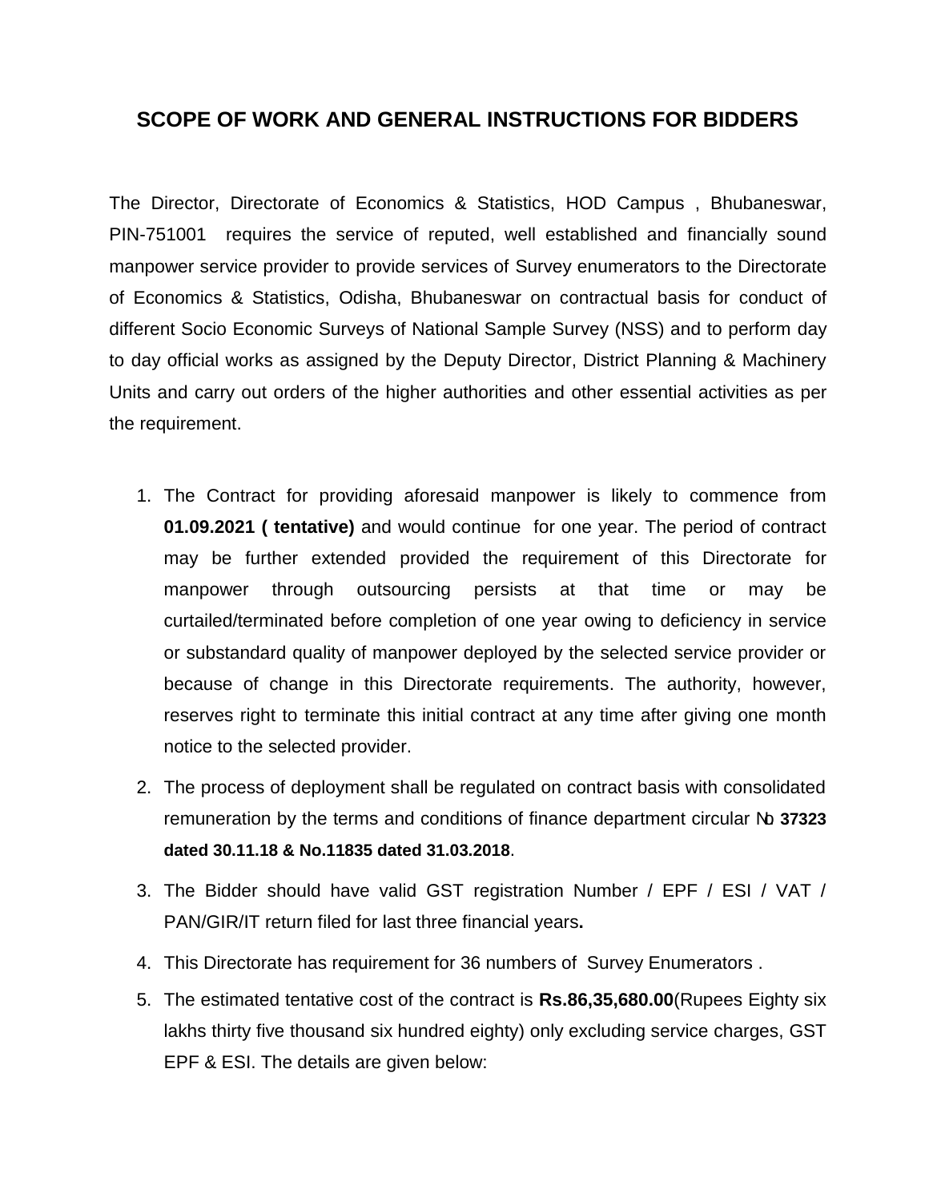## SCOPE OF WORK AND GENERAL INSTRUCTIONS FOR BIDDERS

The Director, Directorate of Economics & Statistics, HOD Campus , Bhubaneswar, PIN-751001 requires the service of reputed, well established and financially sound manpower service provider to provide services of Survey enumerators to the Directorate of Economics & Statistics, Odisha, Bhubaneswar on contractual basis for conduct of different Socio Economic Surveys of National Sample Survey (NSS) and to perform day to day official works as assigned by the Deputy Director, District Planning & Machinery Units and carry out orders of the higher authorities and other essential activities as per the requirement.

1. The Contract for providing aforesaid manpower is likely to commence from **01.09.2021 ( tentative)** and would continue for one year. The period of contract may be further extended provided the requirement of this Directorate for manpower through outsourcing persists at that time or may be curtailed/terminated before completion of one year owing to deficiency in service or substandard quality of manpower deployed by the selected service provider or because of change in this Directorate requirements. The authority, however, reserves right to terminate this initial contract at any time after giving one month notice to the selected provider.
2. The process of deployment shall be regulated on contract basis with consolidated remuneration by the terms and conditions of finance department circular No **37323 dated 30.11.18 & No.11835 dated 31.03.2018**.
3. The Bidder should have valid GST registration Number / EPF / ESI / VAT / PAN/GIR/IT return filed for last three financial years**.**
4. This Directorate has requirement for 36 numbers of Survey Enumerators .
5. The estimated tentative cost of the contract is **Rs.86,35,680.00**(Rupees Eighty six lakhs thirty five thousand six hundred eighty) only excluding service charges, GST EPF & ESI. The details are given below: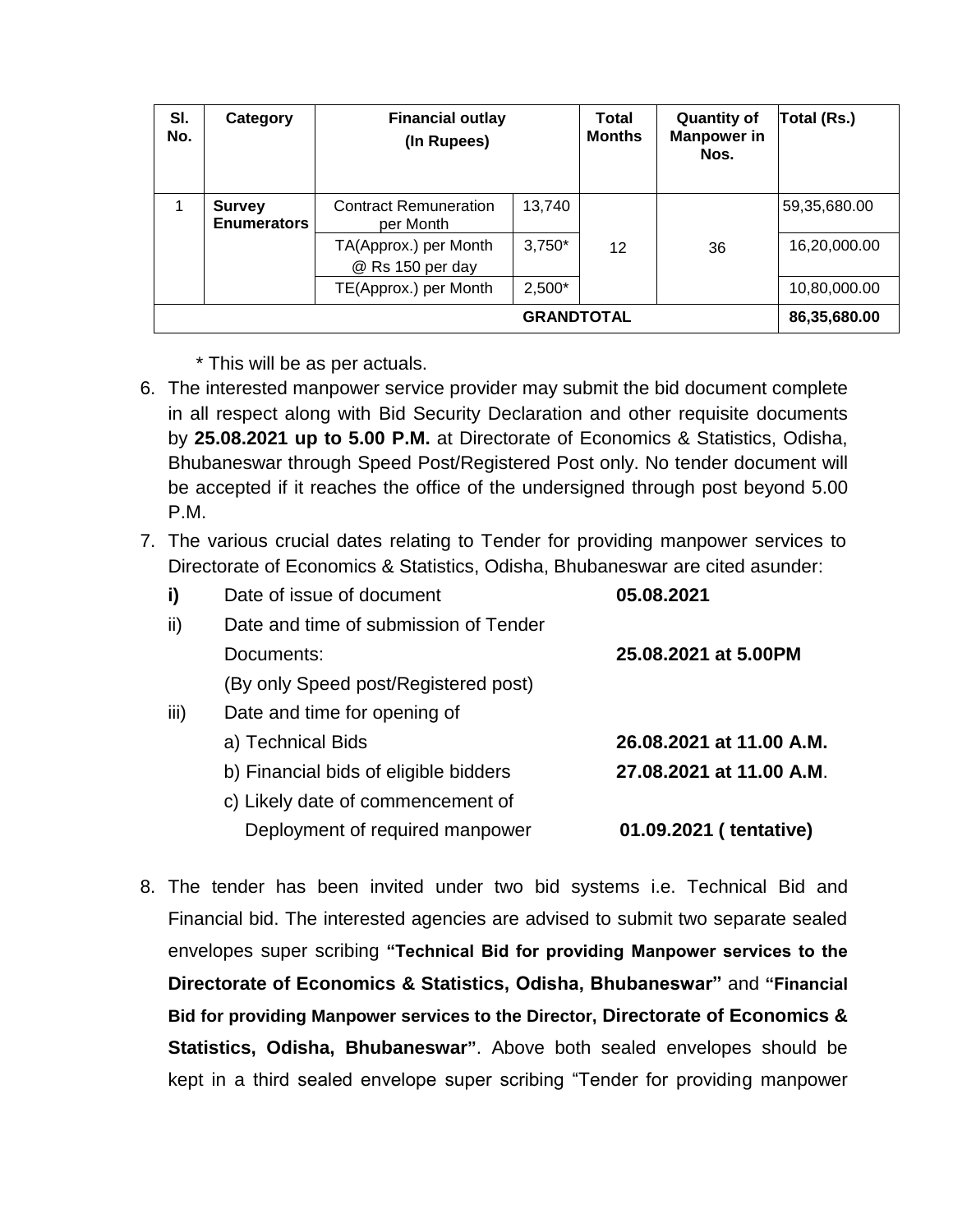| Sl. No. | Category | Financial outlay (In Rupees) | | Total Months | Quantity of Manpower in Nos. | Total (Rs.) |
|---|---|---|---|---|---|---|
| 1 | **Survey Enumerators** | Contract Remuneration per Month | 13,740 | 12 | 36 | 59,35,680.00 |
| | | TA(Approx.) per Month @ Rs 150 per day | 3,750* | | | 16,20,000.00 |
| | | TE(Approx.) per Month | 2,500* | | | 10,80,000.00 |
| **GRANDTOTAL** | | | | | | **86,35,680.00** |

\* This will be as per actuals.

6. The interested manpower service provider may submit the bid document complete in all respect along with Bid Security Declaration and other requisite documents by **25.08.2021 up to 5.00 P.M.** at Directorate of Economics & Statistics, Odisha, Bhubaneswar through Speed Post/Registered Post only. No tender document will be accepted if it reaches the office of the undersigned through post beyond 5.00 P.M.

7. The various crucial dates relating to Tender for providing manpower services to Directorate of Economics & Statistics, Odisha, Bhubaneswar are cited asunder:

   **i)** Date of issue of document — **05.08.2021**

   ii) Date and time of submission of Tender Documents: (By only Speed post/Registered post) — **25.08.2021 at 5.00PM**

   iii) Date and time for opening of
   - a) Technical Bids — **26.08.2021 at 11.00 A.M.**
   - b) Financial bids of eligible bidders — **27.08.2021 at 11.00 A.M**.
   - c) Likely date of commencement of Deployment of required manpower — **01.09.2021 ( tentative)**

8. The tender has been invited under two bid systems i.e. Technical Bid and Financial bid. The interested agencies are advised to submit two separate sealed envelopes super scribing **"Technical Bid for providing Manpower services to the Directorate of Economics & Statistics, Odisha, Bhubaneswar"** and **"Financial Bid for providing Manpower services to the Director, Directorate of Economics & Statistics, Odisha, Bhubaneswar"**. Above both sealed envelopes should be kept in a third sealed envelope super scribing "Tender for providing manpower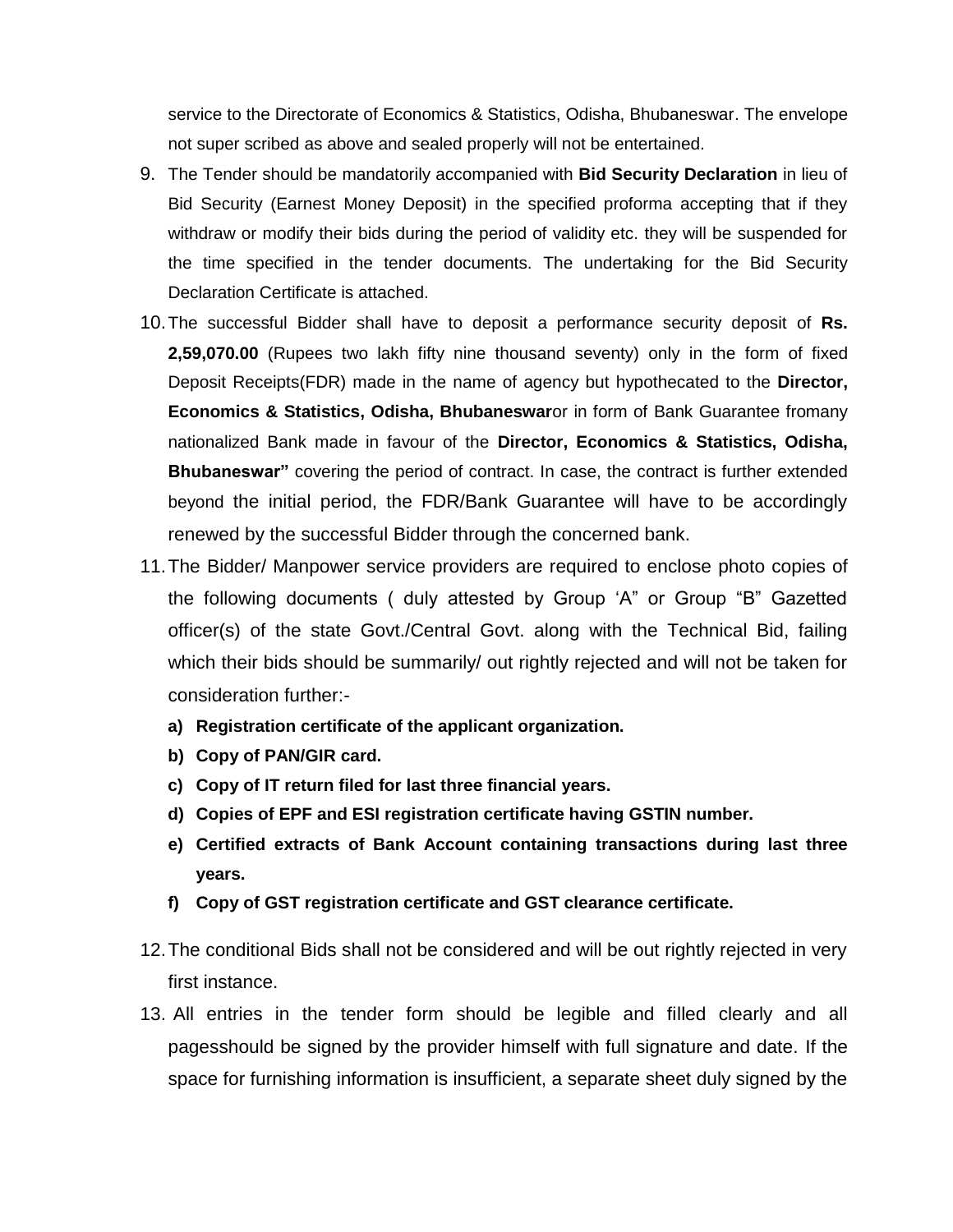service to the Directorate of Economics & Statistics, Odisha, Bhubaneswar. The envelope not super scribed as above and sealed properly will not be entertained.

9. The Tender should be mandatorily accompanied with **Bid Security Declaration** in lieu of Bid Security (Earnest Money Deposit) in the specified proforma accepting that if they withdraw or modify their bids during the period of validity etc. they will be suspended for the time specified in the tender documents. The undertaking for the Bid Security Declaration Certificate is attached.

10. The successful Bidder shall have to deposit a performance security deposit of **Rs. 2,59,070.00** (Rupees two lakh fifty nine thousand seventy) only in the form of fixed Deposit Receipts(FDR) made in the name of agency but hypothecated to the **Director, Economics & Statistics, Odisha, Bhubaneswar**or in form of Bank Guarantee fromany nationalized Bank made in favour of the **Director, Economics & Statistics, Odisha, Bhubaneswar"** covering the period of contract. In case, the contract is further extended beyond the initial period, the FDR/Bank Guarantee will have to be accordingly renewed by the successful Bidder through the concerned bank.

11. The Bidder/ Manpower service providers are required to enclose photo copies of the following documents ( duly attested by Group 'A" or Group "B" Gazetted officer(s) of the state Govt./Central Govt. along with the Technical Bid, failing which their bids should be summarily/ out rightly rejected and will not be taken for consideration further:-
    - **a) Registration certificate of the applicant organization.**
    - **b) Copy of PAN/GIR card.**
    - **c) Copy of IT return filed for last three financial years.**
    - **d) Copies of EPF and ESI registration certificate having GSTIN number.**
    - **e) Certified extracts of Bank Account containing transactions during last three years.**
    - **f) Copy of GST registration certificate and GST clearance certificate.**

12. The conditional Bids shall not be considered and will be out rightly rejected in very first instance.

13. All entries in the tender form should be legible and filled clearly and all pagesshould be signed by the provider himself with full signature and date. If the space for furnishing information is insufficient, a separate sheet duly signed by the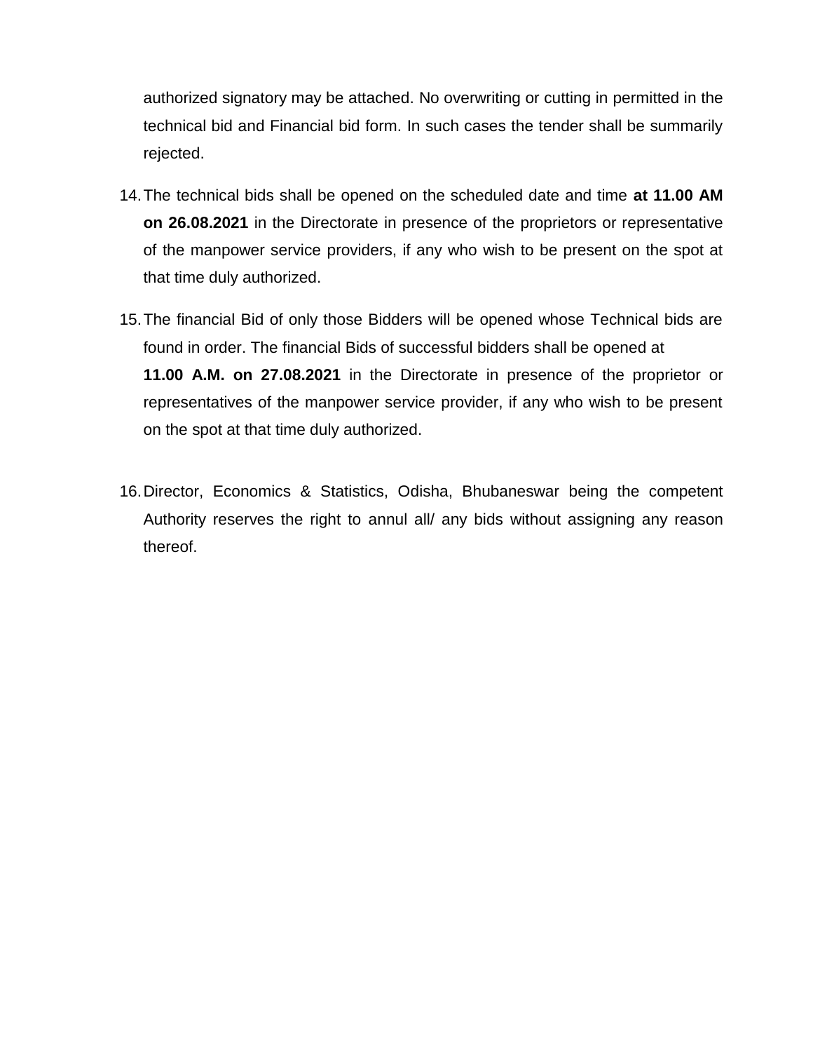authorized signatory may be attached. No overwriting or cutting in permitted in the technical bid and Financial bid form. In such cases the tender shall be summarily rejected.

14. The technical bids shall be opened on the scheduled date and time **at 11.00 AM on 26.08.2021** in the Directorate in presence of the proprietors or representative of the manpower service providers, if any who wish to be present on the spot at that time duly authorized.

15. The financial Bid of only those Bidders will be opened whose Technical bids are found in order. The financial Bids of successful bidders shall be opened at **11.00 A.M. on 27.08.2021** in the Directorate in presence of the proprietor or representatives of the manpower service provider, if any who wish to be present on the spot at that time duly authorized.

16. Director, Economics & Statistics, Odisha, Bhubaneswar being the competent Authority reserves the right to annul all/ any bids without assigning any reason thereof.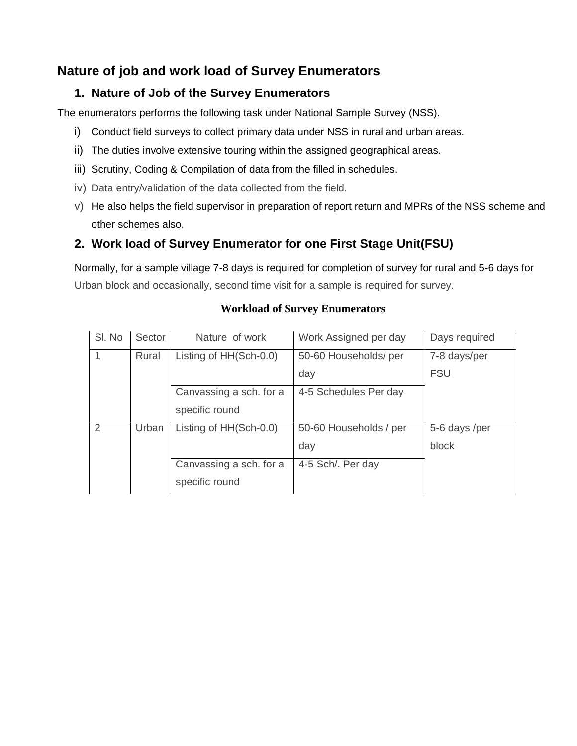## Nature of job and work load of Survey Enumerators

### 1. Nature of Job of the Survey Enumerators

The enumerators performs the following task under National Sample Survey (NSS).

i) Conduct field surveys to collect primary data under NSS in rural and urban areas.

ii) The duties involve extensive touring within the assigned geographical areas.

iii) Scrutiny, Coding & Compilation of data from the filled in schedules.

iv) Data entry/validation of the data collected from the field.

v) He also helps the field supervisor in preparation of report return and MPRs of the NSS scheme and other schemes also.

### 2. Work load of Survey Enumerator for one First Stage Unit(FSU)

Normally, for a sample village 7-8 days is required for completion of survey for rural and 5-6 days for Urban block and occasionally, second time visit for a sample is required for survey.

**Workload of Survey Enumerators**

| Sl. No | Sector | Nature of work | Work Assigned per day | Days required |
|---|---|---|---|---|
| 1 | Rural | Listing of HH(Sch-0.0) | 50-60 Households/ per day | 7-8 days/per FSU |
| | | Canvassing a sch. for a specific round | 4-5 Schedules Per day | |
| 2 | Urban | Listing of HH(Sch-0.0) | 50-60 Households / per day | 5-6 days /per block |
| | | Canvassing a sch. for a specific round | 4-5 Sch/. Per day | |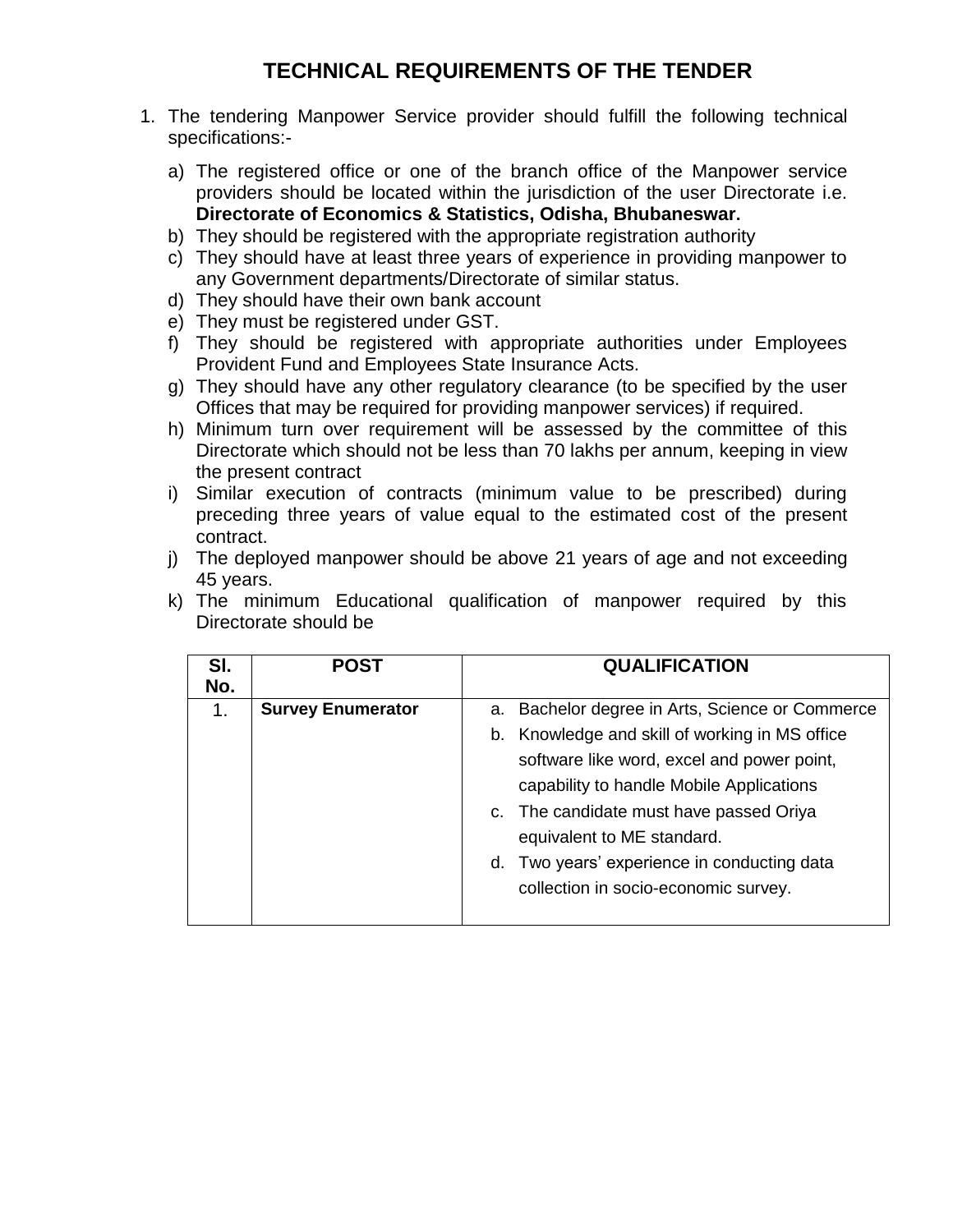# TECHNICAL REQUIREMENTS OF THE TENDER

1. The tendering Manpower Service provider should fulfill the following technical specifications:-

   a) The registered office or one of the branch office of the Manpower service providers should be located within the jurisdiction of the user Directorate i.e. **Directorate of Economics & Statistics, Odisha, Bhubaneswar.**
   b) They should be registered with the appropriate registration authority
   c) They should have at least three years of experience in providing manpower to any Government departments/Directorate of similar status.
   d) They should have their own bank account
   e) They must be registered under GST.
   f) They should be registered with appropriate authorities under Employees Provident Fund and Employees State Insurance Acts.
   g) They should have any other regulatory clearance (to be specified by the user Offices that may be required for providing manpower services) if required.
   h) Minimum turn over requirement will be assessed by the committee of this Directorate which should not be less than 70 lakhs per annum, keeping in view the present contract
   i) Similar execution of contracts (minimum value to be prescribed) during preceding three years of value equal to the estimated cost of the present contract.
   j) The deployed manpower should be above 21 years of age and not exceeding 45 years.
   k) The minimum Educational qualification of manpower required by this Directorate should be

| Sl. No. | POST | QUALIFICATION |
|---|---|---|
| 1. | **Survey Enumerator** | a. Bachelor degree in Arts, Science or Commerce<br>b. Knowledge and skill of working in MS office software like word, excel and power point, capability to handle Mobile Applications<br>c. The candidate must have passed Oriya equivalent to ME standard.<br>d. Two years' experience in conducting data collection in socio-economic survey. |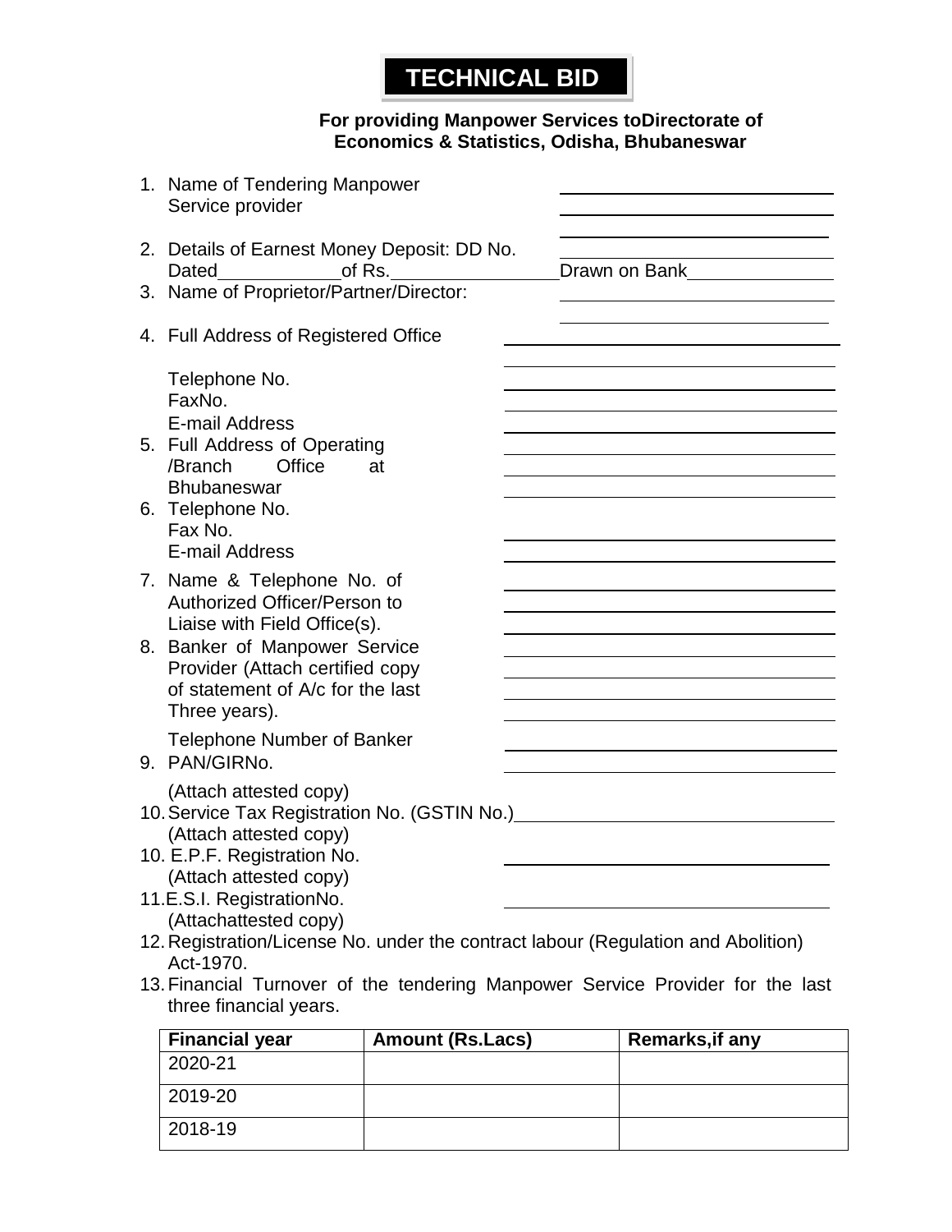# TECHNICAL BID

**For providing Manpower Services toDirectorate of Economics & Statistics, Odisha, Bhubaneswar**

1. Name of Tendering Manpower Service provider ______________________
2. Details of Earnest Money Deposit: DD No. ______________________ Dated ____________ of Rs. ________________ Drawn on Bank ______________
3. Name of Proprietor/Partner/Director: ______________________
4. Full Address of Registered Office ______________________

   Telephone No. ______________________

   FaxNo. ______________________

   E-mail Address ______________________
5. Full Address of Operating /Branch Office at Bhubaneswar ______________________
6. Telephone No.

   Fax No. ______________________

   E-mail Address ______________________
7. Name & Telephone No. of Authorized Officer/Person to Liaise with Field Office(s). ______________________
8. Banker of Manpower Service Provider (Attach certified copy of statement of A/c for the last Three years). ______________________

   Telephone Number of Banker ______________________
9. PAN/GIRNo. ______________________

   (Attach attested copy)

10. Service Tax Registration No. (GSTIN No.) ______________________

    (Attach attested copy)

10. E.P.F. Registration No. ______________________

    (Attach attested copy)

11. E.S.I. RegistrationNo. ______________________

    (Attachattested copy)

12. Registration/License No. under the contract labour (Regulation and Abolition) Act-1970.
13. Financial Turnover of the tendering Manpower Service Provider for the last three financial years.

| Financial year | Amount (Rs.Lacs) | Remarks,if any |
|---|---|---|
| 2020-21 | | |
| 2019-20 | | |
| 2018-19 | | |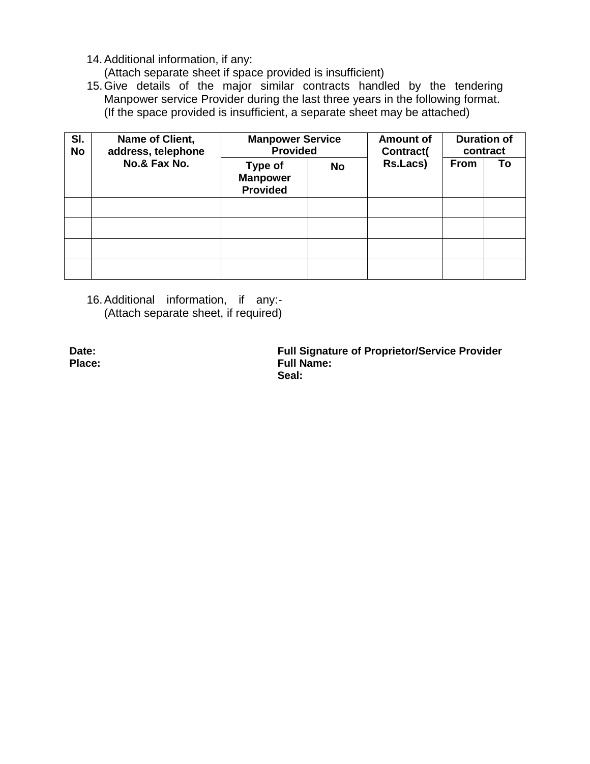14. Additional information, if any:
    (Attach separate sheet if space provided is insufficient)
15. Give details of the major similar contracts handled by the tendering Manpower service Provider during the last three years in the following format. (If the space provided is insufficient, a separate sheet may be attached)

| **Sl. No** | **Name of Client, address, telephone No.& Fax No.** | **Manpower Service Provided** | | **Amount of Contract( Rs.Lacs)** | **Duration of contract** | |
|---|---|---|---|---|---|---|
| | | **Type of Manpower Provided** | **No** | | **From** | **To** |
| | | | | | | |
| | | | | | | |
| | | | | | | |
| | | | | | | |

16. Additional information, if any:-
    (Attach separate sheet, if required)

**Date:**
**Place:**

**Full Signature of Proprietor/Service Provider**
**Full Name:**
**Seal:**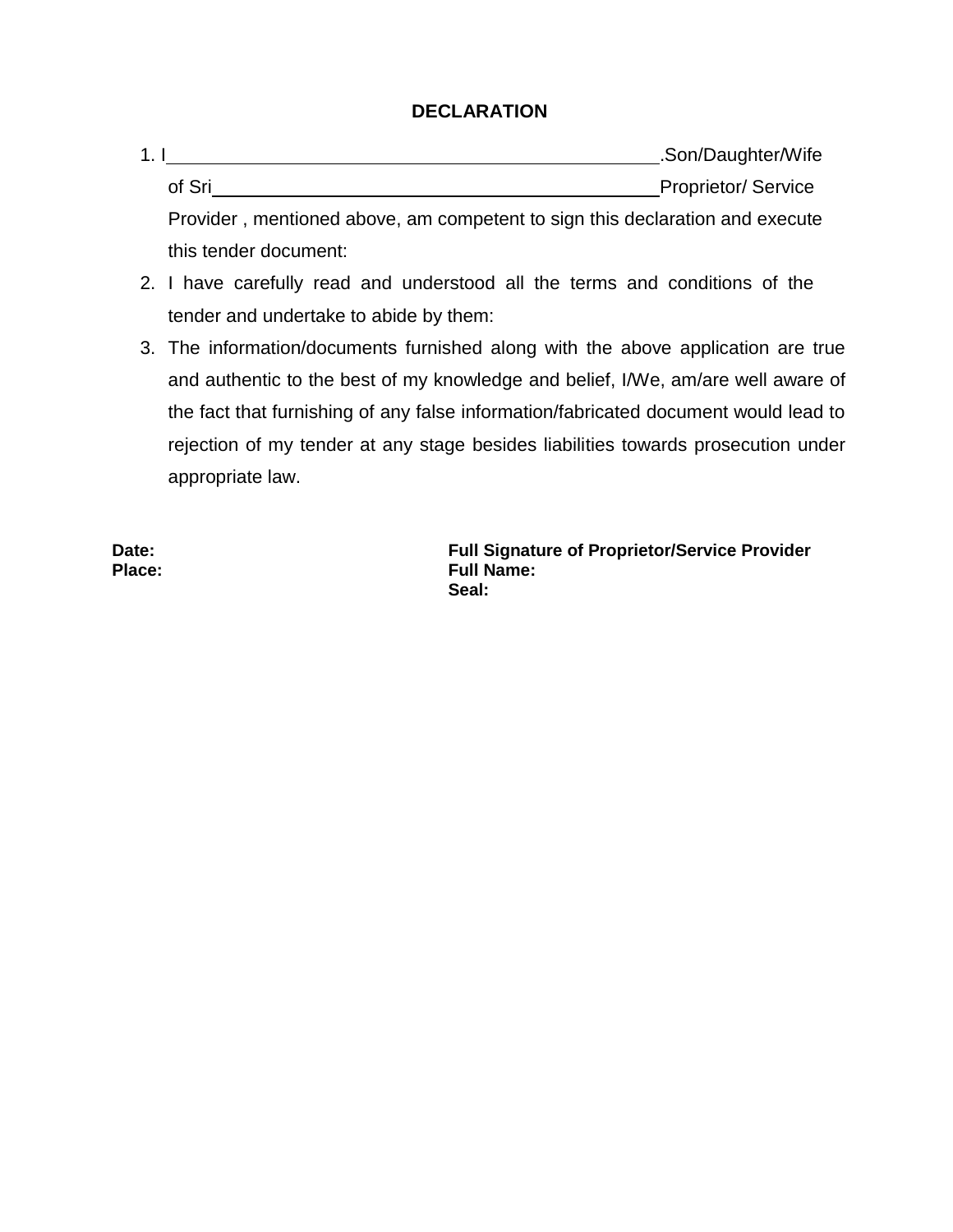# DECLARATION

1. I\_\_\_\_\_\_\_\_\_\_\_\_\_\_\_\_\_\_\_\_\_\_\_\_\_\_\_\_\_\_\_\_\_\_\_\_\_\_\_\_\_\_\_\_.Son/Daughter/Wife of Sri\_\_\_\_\_\_\_\_\_\_\_\_\_\_\_\_\_\_\_\_\_\_\_\_\_\_\_\_\_\_\_\_\_\_\_\_\_\_\_\_\_\_\_\_Proprietor/ Service Provider , mentioned above, am competent to sign this declaration and execute this tender document:
2. I have carefully read and understood all the terms and conditions of the tender and undertake to abide by them:
3. The information/documents furnished along with the above application are true and authentic to the best of my knowledge and belief, I/We, am/are well aware of the fact that furnishing of any false information/fabricated document would lead to rejection of my tender at any stage besides liabilities towards prosecution under appropriate law.

**Date:**
**Place:**

**Full Signature of Proprietor/Service Provider**
**Full Name:**
**Seal:**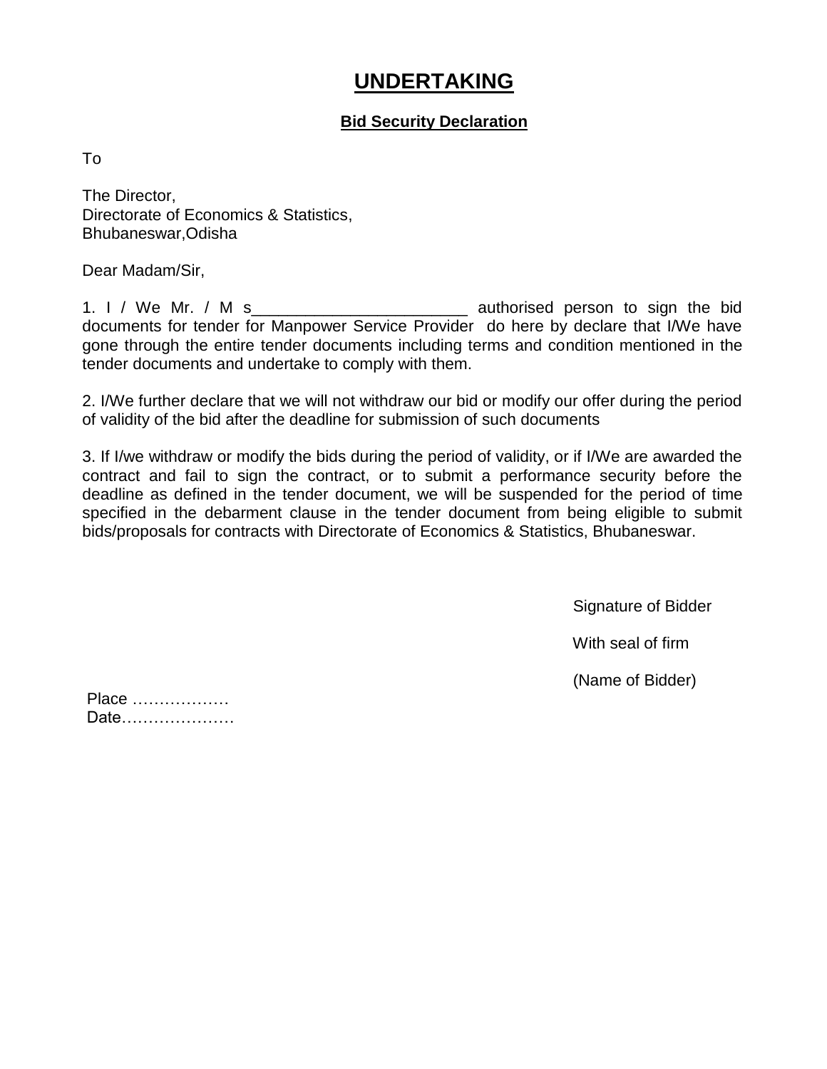# UNDERTAKING

**Bid Security Declaration**

To

The Director,
Directorate of Economics & Statistics,
Bhubaneswar,Odisha

Dear Madam/Sir,

1. I / We Mr. / M s________________________ authorised person to sign the bid documents for tender for Manpower Service Provider do here by declare that I/We have gone through the entire tender documents including terms and condition mentioned in the tender documents and undertake to comply with them.

2. I/We further declare that we will not withdraw our bid or modify our offer during the period of validity of the bid after the deadline for submission of such documents

3. If I/we withdraw or modify the bids during the period of validity, or if I/We are awarded the contract and fail to sign the contract, or to submit a performance security before the deadline as defined in the tender document, we will be suspended for the period of time specified in the debarment clause in the tender document from being eligible to submit bids/proposals for contracts with Directorate of Economics & Statistics, Bhubaneswar.

Signature of Bidder

With seal of firm

(Name of Bidder)

Place ………………
Date…………………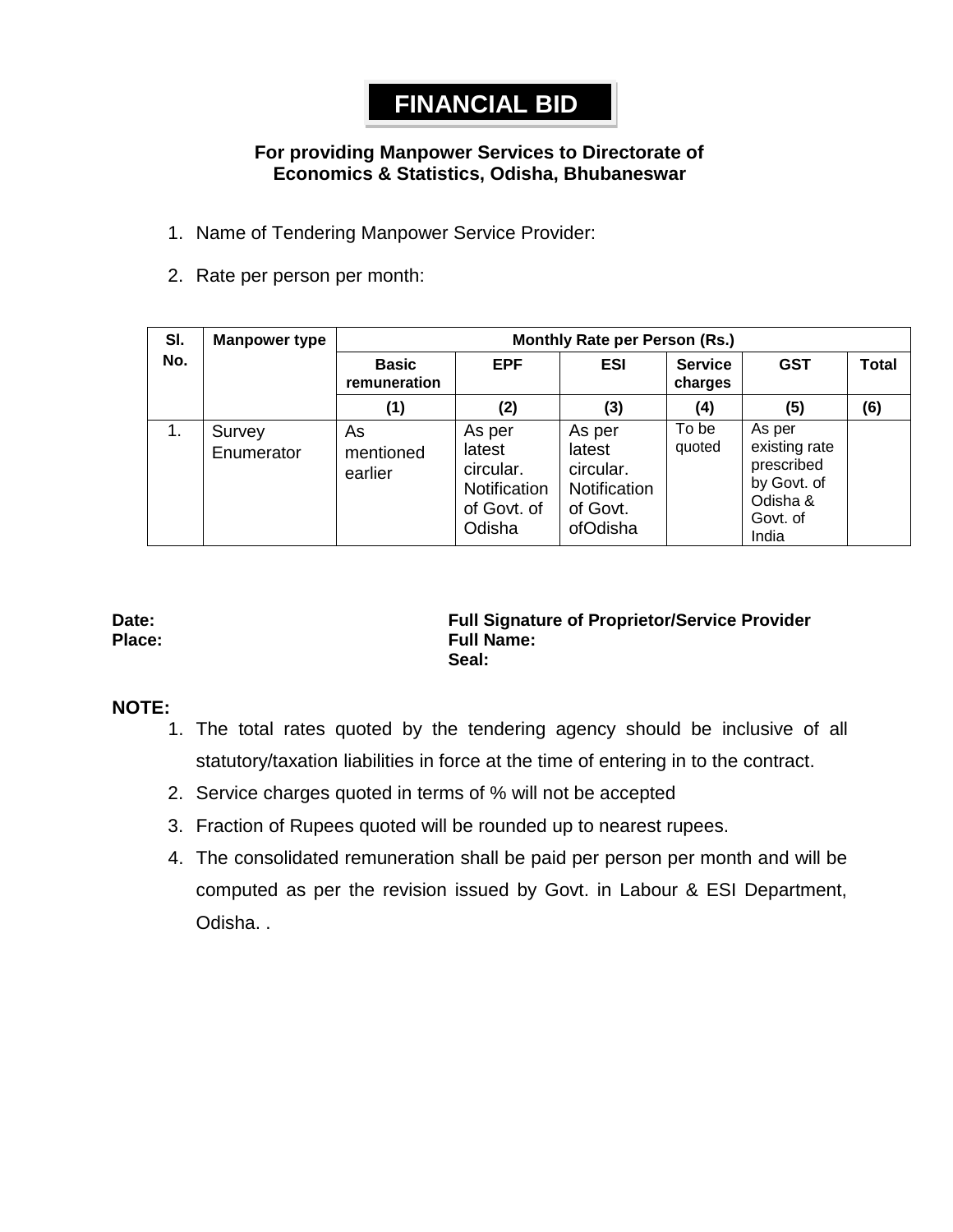# FINANCIAL BID

**For providing Manpower Services to Directorate of Economics & Statistics, Odisha, Bhubaneswar**

1. Name of Tendering Manpower Service Provider:
2. Rate per person per month:

| Sl. No. | Manpower type | Monthly Rate per Person (Rs.) | | | | | |
|---|---|---|---|---|---|---|---|
| | | **Basic remuneration** | **EPF** | **ESI** | **Service charges** | **GST** | **Total** |
| | | **(1)** | **(2)** | **(3)** | **(4)** | **(5)** | **(6)** |
| 1. | Survey Enumerator | As mentioned earlier | As per latest circular. Notification of Govt. of Odisha | As per latest circular. Notification of Govt. ofOdisha | To be quoted | As per existing rate prescribed by Govt. of Odisha & Govt. of India | |

**Date:**
**Place:**

**Full Signature of Proprietor/Service Provider**
**Full Name:**
**Seal:**

**NOTE:**

1. The total rates quoted by the tendering agency should be inclusive of all statutory/taxation liabilities in force at the time of entering in to the contract.
2. Service charges quoted in terms of % will not be accepted
3. Fraction of Rupees quoted will be rounded up to nearest rupees.
4. The consolidated remuneration shall be paid per person per month and will be computed as per the revision issued by Govt. in Labour & ESI Department, Odisha. .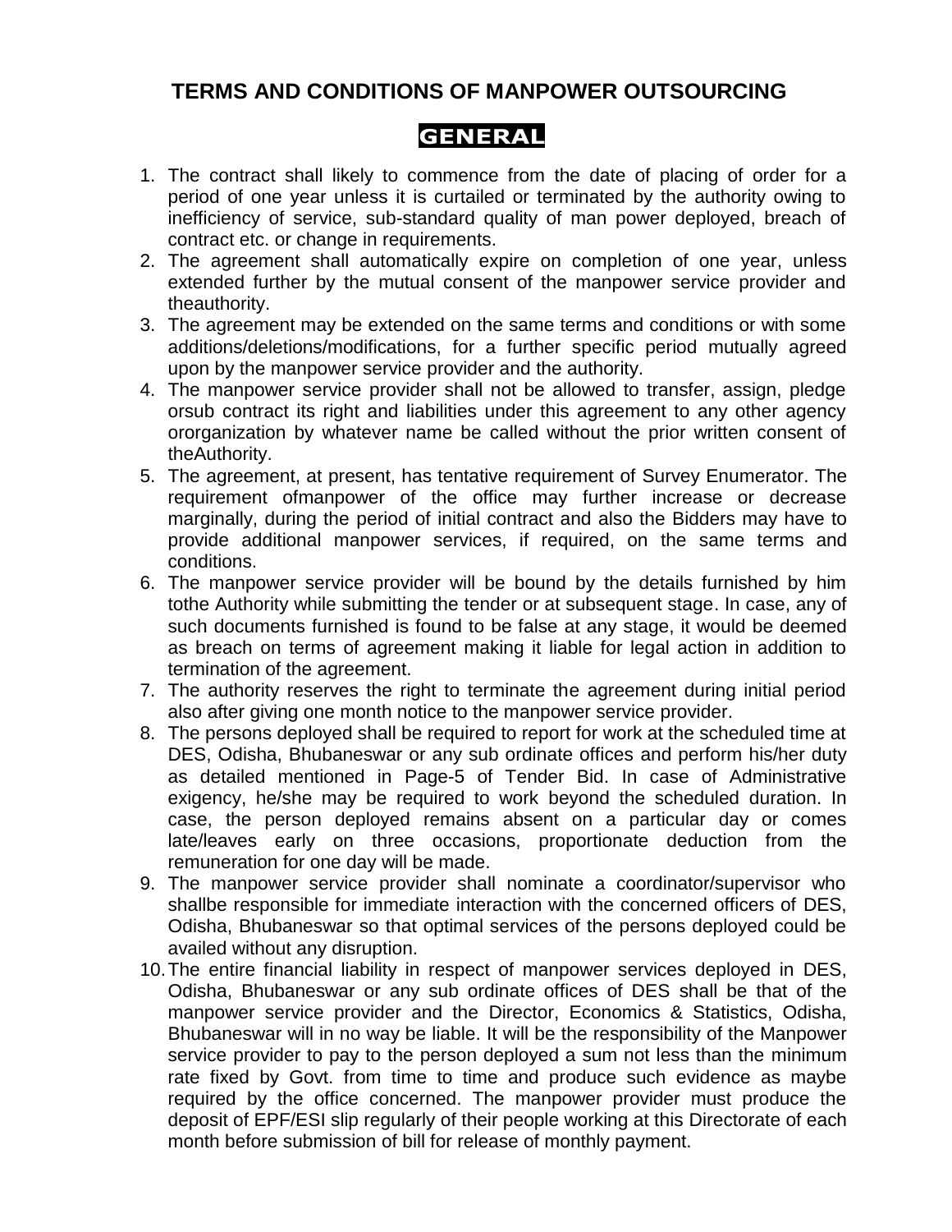# TERMS AND CONDITIONS OF MANPOWER OUTSOURCING

## GENERAL

1. The contract shall likely to commence from the date of placing of order for a period of one year unless it is curtailed or terminated by the authority owing to inefficiency of service, sub-standard quality of man power deployed, breach of contract etc. or change in requirements.
2. The agreement shall automatically expire on completion of one year, unless extended further by the mutual consent of the manpower service provider and theauthority.
3. The agreement may be extended on the same terms and conditions or with some additions/deletions/modifications, for a further specific period mutually agreed upon by the manpower service provider and the authority.
4. The manpower service provider shall not be allowed to transfer, assign, pledge orsub contract its right and liabilities under this agreement to any other agency ororganization by whatever name be called without the prior written consent of theAuthority.
5. The agreement, at present, has tentative requirement of Survey Enumerator. The requirement ofmanpower of the office may further increase or decrease marginally, during the period of initial contract and also the Bidders may have to provide additional manpower services, if required, on the same terms and conditions.
6. The manpower service provider will be bound by the details furnished by him tothe Authority while submitting the tender or at subsequent stage. In case, any of such documents furnished is found to be false at any stage, it would be deemed as breach on terms of agreement making it liable for legal action in addition to termination of the agreement.
7. The authority reserves the right to terminate the agreement during initial period also after giving one month notice to the manpower service provider.
8. The persons deployed shall be required to report for work at the scheduled time at DES, Odisha, Bhubaneswar or any sub ordinate offices and perform his/her duty as detailed mentioned in Page-5 of Tender Bid. In case of Administrative exigency, he/she may be required to work beyond the scheduled duration. In case, the person deployed remains absent on a particular day or comes late/leaves early on three occasions, proportionate deduction from the remuneration for one day will be made.
9. The manpower service provider shall nominate a coordinator/supervisor who shallbe responsible for immediate interaction with the concerned officers of DES, Odisha, Bhubaneswar so that optimal services of the persons deployed could be availed without any disruption.
10. The entire financial liability in respect of manpower services deployed in DES, Odisha, Bhubaneswar or any sub ordinate offices of DES shall be that of the manpower service provider and the Director, Economics & Statistics, Odisha, Bhubaneswar will in no way be liable. It will be the responsibility of the Manpower service provider to pay to the person deployed a sum not less than the minimum rate fixed by Govt. from time to time and produce such evidence as maybe required by the office concerned. The manpower provider must produce the deposit of EPF/ESI slip regularly of their people working at this Directorate of each month before submission of bill for release of monthly payment.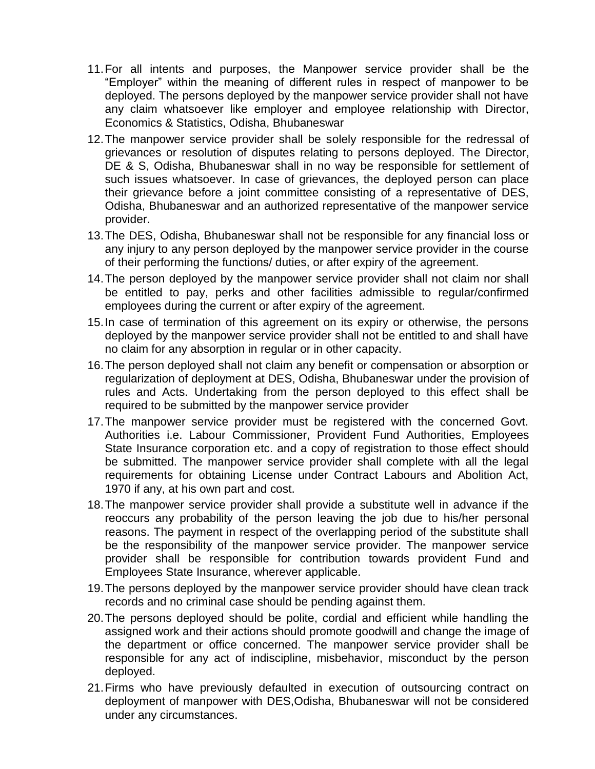11. For all intents and purposes, the Manpower service provider shall be the "Employer" within the meaning of different rules in respect of manpower to be deployed. The persons deployed by the manpower service provider shall not have any claim whatsoever like employer and employee relationship with Director, Economics & Statistics, Odisha, Bhubaneswar
12. The manpower service provider shall be solely responsible for the redressal of grievances or resolution of disputes relating to persons deployed. The Director, DE & S, Odisha, Bhubaneswar shall in no way be responsible for settlement of such issues whatsoever. In case of grievances, the deployed person can place their grievance before a joint committee consisting of a representative of DES, Odisha, Bhubaneswar and an authorized representative of the manpower service provider.
13. The DES, Odisha, Bhubaneswar shall not be responsible for any financial loss or any injury to any person deployed by the manpower service provider in the course of their performing the functions/ duties, or after expiry of the agreement.
14. The person deployed by the manpower service provider shall not claim nor shall be entitled to pay, perks and other facilities admissible to regular/confirmed employees during the current or after expiry of the agreement.
15. In case of termination of this agreement on its expiry or otherwise, the persons deployed by the manpower service provider shall not be entitled to and shall have no claim for any absorption in regular or in other capacity.
16. The person deployed shall not claim any benefit or compensation or absorption or regularization of deployment at DES, Odisha, Bhubaneswar under the provision of rules and Acts. Undertaking from the person deployed to this effect shall be required to be submitted by the manpower service provider
17. The manpower service provider must be registered with the concerned Govt. Authorities i.e. Labour Commissioner, Provident Fund Authorities, Employees State Insurance corporation etc. and a copy of registration to those effect should be submitted. The manpower service provider shall complete with all the legal requirements for obtaining License under Contract Labours and Abolition Act, 1970 if any, at his own part and cost.
18. The manpower service provider shall provide a substitute well in advance if the reoccurs any probability of the person leaving the job due to his/her personal reasons. The payment in respect of the overlapping period of the substitute shall be the responsibility of the manpower service provider. The manpower service provider shall be responsible for contribution towards provident Fund and Employees State Insurance, wherever applicable.
19. The persons deployed by the manpower service provider should have clean track records and no criminal case should be pending against them.
20. The persons deployed should be polite, cordial and efficient while handling the assigned work and their actions should promote goodwill and change the image of the department or office concerned. The manpower service provider shall be responsible for any act of indiscipline, misbehavior, misconduct by the person deployed.
21. Firms who have previously defaulted in execution of outsourcing contract on deployment of manpower with DES,Odisha, Bhubaneswar will not be considered under any circumstances.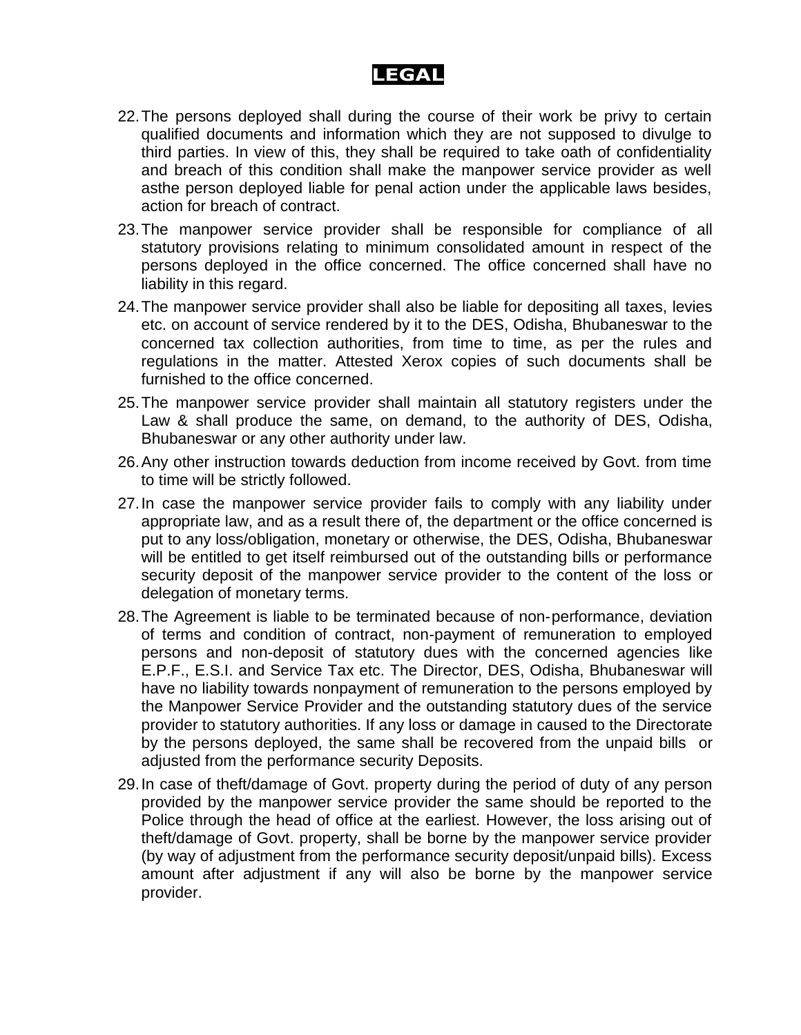# LEGAL

22. The persons deployed shall during the course of their work be privy to certain qualified documents and information which they are not supposed to divulge to third parties. In view of this, they shall be required to take oath of confidentiality and breach of this condition shall make the manpower service provider as well asthe person deployed liable for penal action under the applicable laws besides, action for breach of contract.
23. The manpower service provider shall be responsible for compliance of all statutory provisions relating to minimum consolidated amount in respect of the persons deployed in the office concerned. The office concerned shall have no liability in this regard.
24. The manpower service provider shall also be liable for depositing all taxes, levies etc. on account of service rendered by it to the DES, Odisha, Bhubaneswar to the concerned tax collection authorities, from time to time, as per the rules and regulations in the matter. Attested Xerox copies of such documents shall be furnished to the office concerned.
25. The manpower service provider shall maintain all statutory registers under the Law & shall produce the same, on demand, to the authority of DES, Odisha, Bhubaneswar or any other authority under law.
26. Any other instruction towards deduction from income received by Govt. from time to time will be strictly followed.
27. In case the manpower service provider fails to comply with any liability under appropriate law, and as a result there of, the department or the office concerned is put to any loss/obligation, monetary or otherwise, the DES, Odisha, Bhubaneswar will be entitled to get itself reimbursed out of the outstanding bills or performance security deposit of the manpower service provider to the content of the loss or delegation of monetary terms.
28. The Agreement is liable to be terminated because of non-performance, deviation of terms and condition of contract, non-payment of remuneration to employed persons and non-deposit of statutory dues with the concerned agencies like E.P.F., E.S.I. and Service Tax etc. The Director, DES, Odisha, Bhubaneswar will have no liability towards nonpayment of remuneration to the persons employed by the Manpower Service Provider and the outstanding statutory dues of the service provider to statutory authorities. If any loss or damage in caused to the Directorate by the persons deployed, the same shall be recovered from the unpaid bills or adjusted from the performance security Deposits.
29. In case of theft/damage of Govt. property during the period of duty of any person provided by the manpower service provider the same should be reported to the Police through the head of office at the earliest. However, the loss arising out of theft/damage of Govt. property, shall be borne by the manpower service provider (by way of adjustment from the performance security deposit/unpaid bills). Excess amount after adjustment if any will also be borne by the manpower service provider.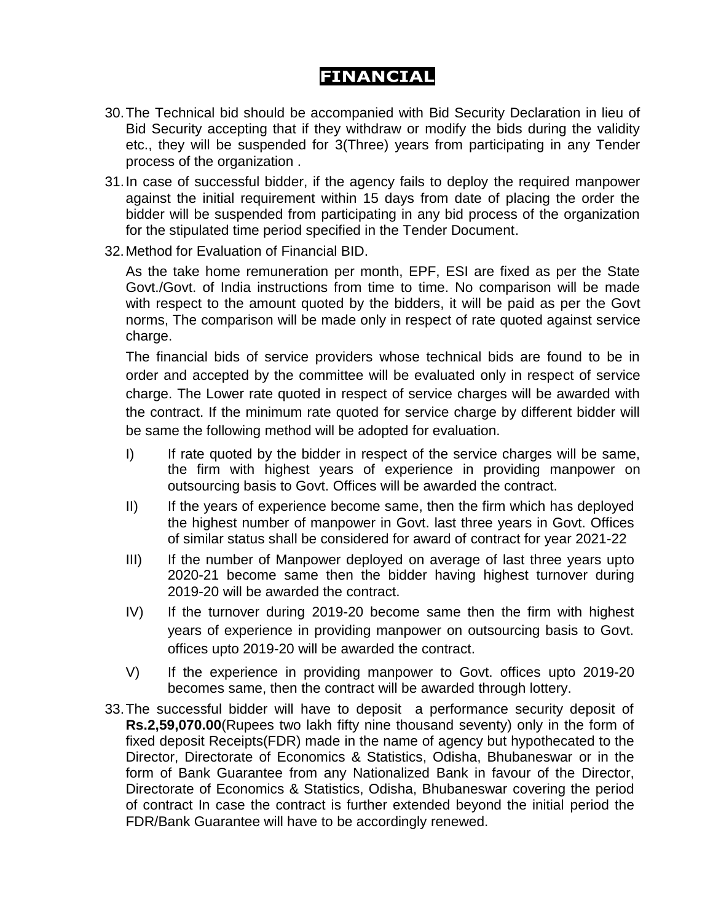# FINANCIAL

30. The Technical bid should be accompanied with Bid Security Declaration in lieu of Bid Security accepting that if they withdraw or modify the bids during the validity etc., they will be suspended for 3(Three) years from participating in any Tender process of the organization .

31. In case of successful bidder, if the agency fails to deploy the required manpower against the initial requirement within 15 days from date of placing the order the bidder will be suspended from participating in any bid process of the organization for the stipulated time period specified in the Tender Document.

32. Method for Evaluation of Financial BID.

    As the take home remuneration per month, EPF, ESI are fixed as per the State Govt./Govt. of India instructions from time to time. No comparison will be made with respect to the amount quoted by the bidders, it will be paid as per the Govt norms, The comparison will be made only in respect of rate quoted against service charge.

    The financial bids of service providers whose technical bids are found to be in order and accepted by the committee will be evaluated only in respect of service charge. The Lower rate quoted in respect of service charges will be awarded with the contract. If the minimum rate quoted for service charge by different bidder will be same the following method will be adopted for evaluation.

    I) If rate quoted by the bidder in respect of the service charges will be same, the firm with highest years of experience in providing manpower on outsourcing basis to Govt. Offices will be awarded the contract.

    II) If the years of experience become same, then the firm which has deployed the highest number of manpower in Govt. last three years in Govt. Offices of similar status shall be considered for award of contract for year 2021-22

    III) If the number of Manpower deployed on average of last three years upto 2020-21 become same then the bidder having highest turnover during 2019-20 will be awarded the contract.

    IV) If the turnover during 2019-20 become same then the firm with highest years of experience in providing manpower on outsourcing basis to Govt. offices upto 2019-20 will be awarded the contract.

    V) If the experience in providing manpower to Govt. offices upto 2019-20 becomes same, then the contract will be awarded through lottery.

33. The successful bidder will have to deposit a performance security deposit of **Rs.2,59,070.00**(Rupees two lakh fifty nine thousand seventy) only in the form of fixed deposit Receipts(FDR) made in the name of agency but hypothecated to the Director, Directorate of Economics & Statistics, Odisha, Bhubaneswar or in the form of Bank Guarantee from any Nationalized Bank in favour of the Director, Directorate of Economics & Statistics, Odisha, Bhubaneswar covering the period of contract In case the contract is further extended beyond the initial period the FDR/Bank Guarantee will have to be accordingly renewed.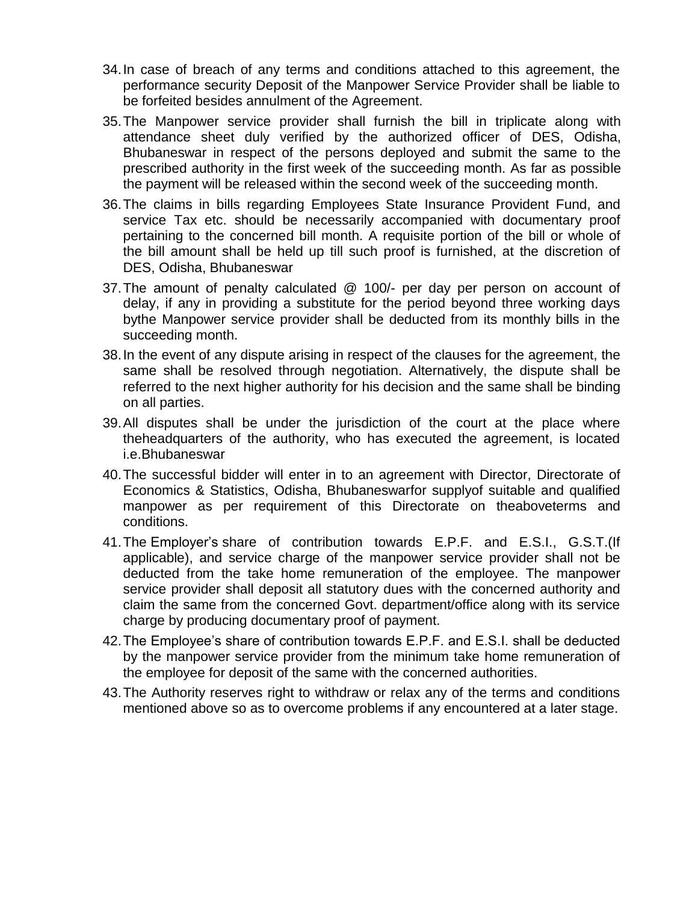34. In case of breach of any terms and conditions attached to this agreement, the performance security Deposit of the Manpower Service Provider shall be liable to be forfeited besides annulment of the Agreement.
35. The Manpower service provider shall furnish the bill in triplicate along with attendance sheet duly verified by the authorized officer of DES, Odisha, Bhubaneswar in respect of the persons deployed and submit the same to the prescribed authority in the first week of the succeeding month. As far as possible the payment will be released within the second week of the succeeding month.
36. The claims in bills regarding Employees State Insurance Provident Fund, and service Tax etc. should be necessarily accompanied with documentary proof pertaining to the concerned bill month. A requisite portion of the bill or whole of the bill amount shall be held up till such proof is furnished, at the discretion of DES, Odisha, Bhubaneswar
37. The amount of penalty calculated @ 100/- per day per person on account of delay, if any in providing a substitute for the period beyond three working days bythe Manpower service provider shall be deducted from its monthly bills in the succeeding month.
38. In the event of any dispute arising in respect of the clauses for the agreement, the same shall be resolved through negotiation. Alternatively, the dispute shall be referred to the next higher authority for his decision and the same shall be binding on all parties.
39. All disputes shall be under the jurisdiction of the court at the place where theheadquarters of the authority, who has executed the agreement, is located i.e.Bhubaneswar
40. The successful bidder will enter in to an agreement with Director, Directorate of Economics & Statistics, Odisha, Bhubaneswarfor supplyof suitable and qualified manpower as per requirement of this Directorate on theaboveterms and conditions.
41. The Employer's share of contribution towards E.P.F. and E.S.I., G.S.T.(If applicable), and service charge of the manpower service provider shall not be deducted from the take home remuneration of the employee. The manpower service provider shall deposit all statutory dues with the concerned authority and claim the same from the concerned Govt. department/office along with its service charge by producing documentary proof of payment.
42. The Employee's share of contribution towards E.P.F. and E.S.I. shall be deducted by the manpower service provider from the minimum take home remuneration of the employee for deposit of the same with the concerned authorities.
43. The Authority reserves right to withdraw or relax any of the terms and conditions mentioned above so as to overcome problems if any encountered at a later stage.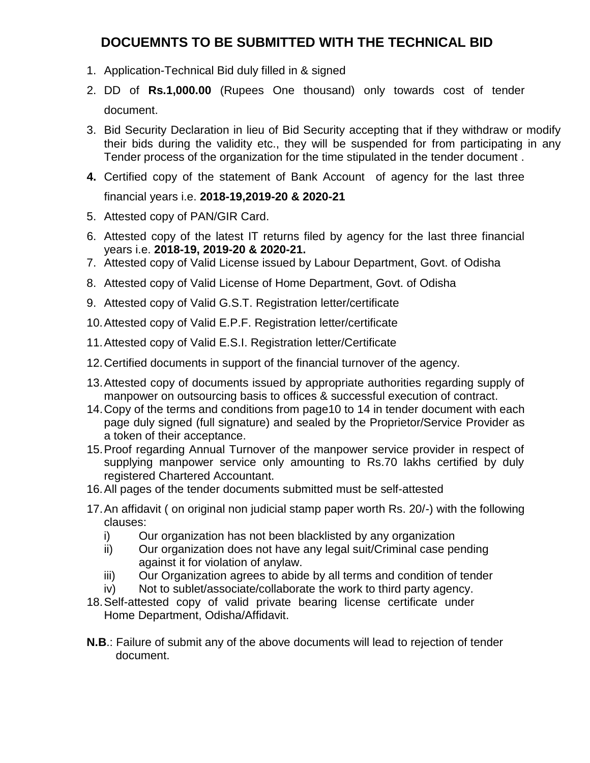# DOCUEMNTS TO BE SUBMITTED WITH THE TECHNICAL BID

1. Application-Technical Bid duly filled in & signed
2. DD of **Rs.1,000.00** (Rupees One thousand) only towards cost of tender document.
3. Bid Security Declaration in lieu of Bid Security accepting that if they withdraw or modify their bids during the validity etc., they will be suspended for from participating in any Tender process of the organization for the time stipulated in the tender document .
4. Certified copy of the statement of Bank Account of agency for the last three financial years i.e. **2018-19,2019-20 & 2020-21**
5. Attested copy of PAN/GIR Card.
6. Attested copy of the latest IT returns filed by agency for the last three financial years i.e. **2018-19, 2019-20 & 2020-21.**
7. Attested copy of Valid License issued by Labour Department, Govt. of Odisha
8. Attested copy of Valid License of Home Department, Govt. of Odisha
9. Attested copy of Valid G.S.T. Registration letter/certificate
10. Attested copy of Valid E.P.F. Registration letter/certificate
11. Attested copy of Valid E.S.I. Registration letter/Certificate
12. Certified documents in support of the financial turnover of the agency.
13. Attested copy of documents issued by appropriate authorities regarding supply of manpower on outsourcing basis to offices & successful execution of contract.
14. Copy of the terms and conditions from page10 to 14 in tender document with each page duly signed (full signature) and sealed by the Proprietor/Service Provider as a token of their acceptance.
15. Proof regarding Annual Turnover of the manpower service provider in respect of supplying manpower service only amounting to Rs.70 lakhs certified by duly registered Chartered Accountant.
16. All pages of the tender documents submitted must be self-attested
17. An affidavit ( on original non judicial stamp paper worth Rs. 20/-) with the following clauses:
    i) Our organization has not been blacklisted by any organization
    ii) Our organization does not have any legal suit/Criminal case pending against it for violation of anylaw.
    iii) Our Organization agrees to abide by all terms and condition of tender
    iv) Not to sublet/associate/collaborate the work to third party agency.
18. Self-attested copy of valid private bearing license certificate under Home Department, Odisha/Affidavit.

**N.B**.: Failure of submit any of the above documents will lead to rejection of tender document.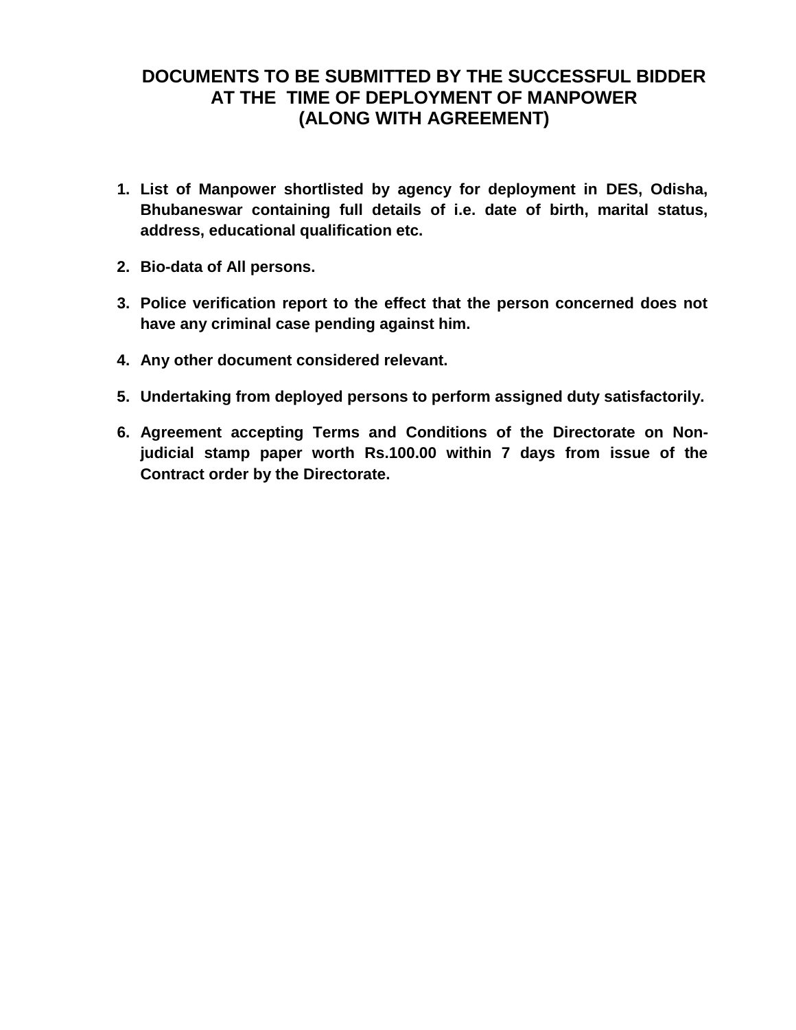# DOCUMENTS TO BE SUBMITTED BY THE SUCCESSFUL BIDDER AT THE TIME OF DEPLOYMENT OF MANPOWER (ALONG WITH AGREEMENT)

1. **List of Manpower shortlisted by agency for deployment in DES, Odisha, Bhubaneswar containing full details of i.e. date of birth, marital status, address, educational qualification etc.**

2. **Bio-data of All persons.**

3. **Police verification report to the effect that the person concerned does not have any criminal case pending against him.**

4. **Any other document considered relevant.**

5. **Undertaking from deployed persons to perform assigned duty satisfactorily.**

6. **Agreement accepting Terms and Conditions of the Directorate on Non-judicial stamp paper worth Rs.100.00 within 7 days from issue of the Contract order by the Directorate.**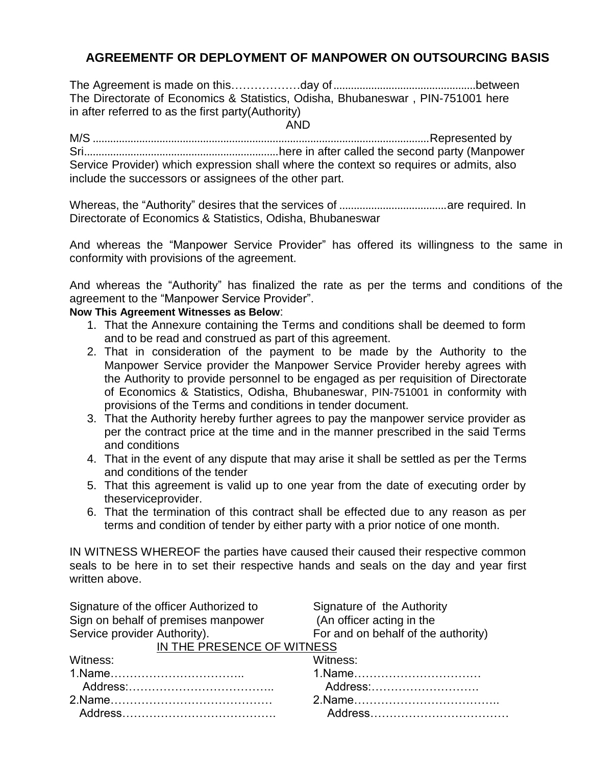## AGREEMENTF OR DEPLOYMENT OF MANPOWER ON OUTSOURCING BASIS

The Agreement is made on this………………day of.................................................between The Directorate of Economics & Statistics, Odisha, Bhubaneswar , PIN-751001 here in after referred to as the first party(Authority)

AND

M/S ..................................................................................................................Represented by Sri...................................................................here in after called the second party (Manpower Service Provider) which expression shall where the context so requires or admits, also include the successors or assignees of the other part.

Whereas, the "Authority" desires that the services of ....................................are required. In Directorate of Economics & Statistics, Odisha, Bhubaneswar

And whereas the "Manpower Service Provider" has offered its willingness to the same in conformity with provisions of the agreement.

And whereas the "Authority" has finalized the rate as per the terms and conditions of the agreement to the "Manpower Service Provider".

**Now This Agreement Witnesses as Below**:

1. That the Annexure containing the Terms and conditions shall be deemed to form and to be read and construed as part of this agreement.
2. That in consideration of the payment to be made by the Authority to the Manpower Service provider the Manpower Service Provider hereby agrees with the Authority to provide personnel to be engaged as per requisition of Directorate of Economics & Statistics, Odisha, Bhubaneswar, PIN-751001 in conformity with provisions of the Terms and conditions in tender document.
3. That the Authority hereby further agrees to pay the manpower service provider as per the contract price at the time and in the manner prescribed in the said Terms and conditions
4. That in the event of any dispute that may arise it shall be settled as per the Terms and conditions of the tender
5. That this agreement is valid up to one year from the date of executing order by theserviceprovider.
6. That the termination of this contract shall be effected due to any reason as per terms and condition of tender by either party with a prior notice of one month.

IN WITNESS WHEREOF the parties have caused their caused their respective common seals to be here in to set their respective hands and seals on the day and year first written above.

Signature of the officer Authorized to Sign on behalf of premises manpower Service provider Authority).

Signature of the Authority (An officer acting in the For and on behalf of the authority)

IN THE PRESENCE OF WITNESS

| Witness: | Witness: |
|---|---|
| 1.Name…………………………….. | 1.Name…………………………… |
| Address:……………………………….. | Address:………………………. |
| 2.Name…………………………………… | 2.Name……………………………….. |
| Address…………………………………. | Address……………………………… |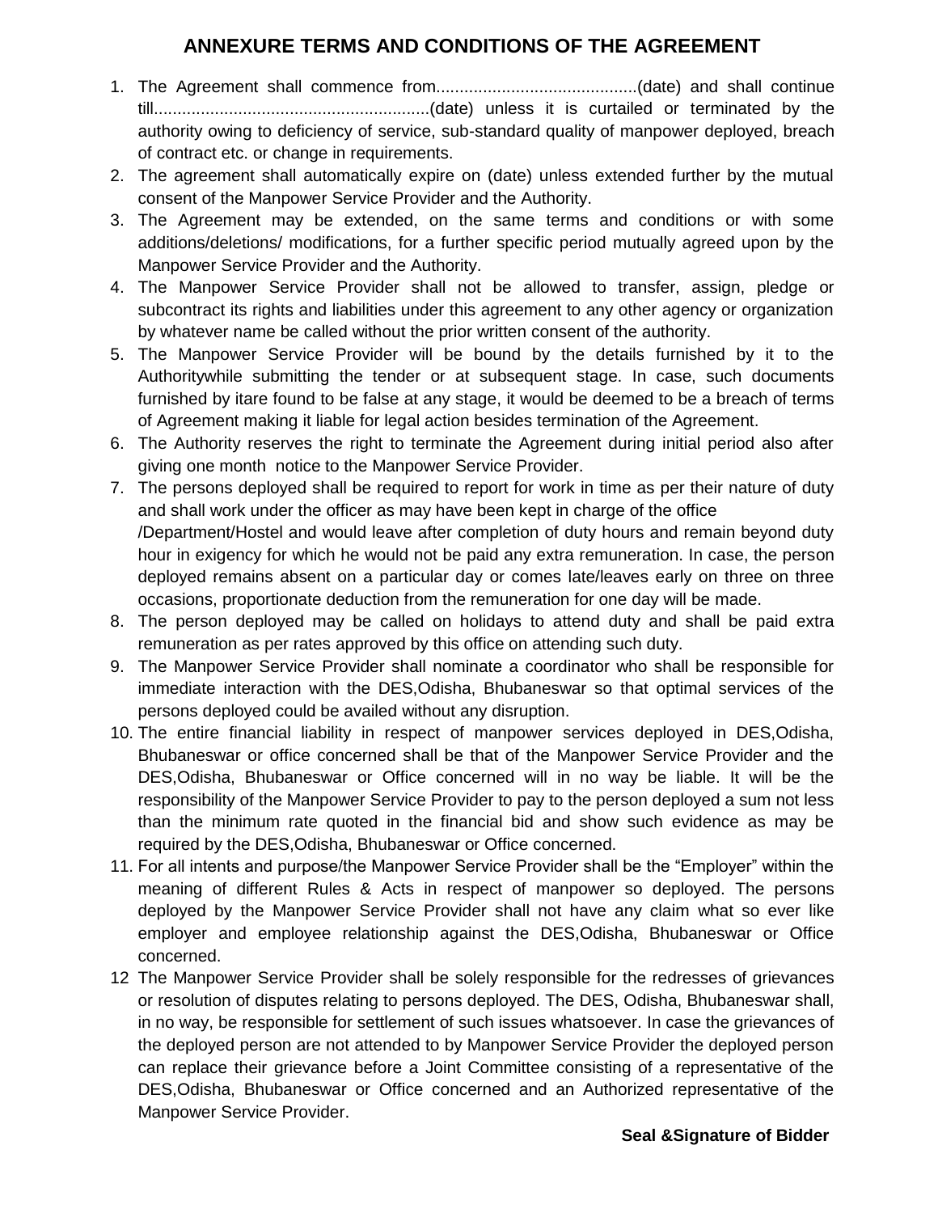# ANNEXURE TERMS AND CONDITIONS OF THE AGREEMENT

1. The Agreement shall commence from...........................................(date) and shall continue till..........................................................(date) unless it is curtailed or terminated by the authority owing to deficiency of service, sub-standard quality of manpower deployed, breach of contract etc. or change in requirements.
2. The agreement shall automatically expire on (date) unless extended further by the mutual consent of the Manpower Service Provider and the Authority.
3. The Agreement may be extended, on the same terms and conditions or with some additions/deletions/ modifications, for a further specific period mutually agreed upon by the Manpower Service Provider and the Authority.
4. The Manpower Service Provider shall not be allowed to transfer, assign, pledge or subcontract its rights and liabilities under this agreement to any other agency or organization by whatever name be called without the prior written consent of the authority.
5. The Manpower Service Provider will be bound by the details furnished by it to the Authoritywhile submitting the tender or at subsequent stage. In case, such documents furnished by itare found to be false at any stage, it would be deemed to be a breach of terms of Agreement making it liable for legal action besides termination of the Agreement.
6. The Authority reserves the right to terminate the Agreement during initial period also after giving one month notice to the Manpower Service Provider.
7. The persons deployed shall be required to report for work in time as per their nature of duty and shall work under the officer as may have been kept in charge of the office /Department/Hostel and would leave after completion of duty hours and remain beyond duty hour in exigency for which he would not be paid any extra remuneration. In case, the person deployed remains absent on a particular day or comes late/leaves early on three on three occasions, proportionate deduction from the remuneration for one day will be made.
8. The person deployed may be called on holidays to attend duty and shall be paid extra remuneration as per rates approved by this office on attending such duty.
9. The Manpower Service Provider shall nominate a coordinator who shall be responsible for immediate interaction with the DES,Odisha, Bhubaneswar so that optimal services of the persons deployed could be availed without any disruption.
10. The entire financial liability in respect of manpower services deployed in DES,Odisha, Bhubaneswar or office concerned shall be that of the Manpower Service Provider and the DES,Odisha, Bhubaneswar or Office concerned will in no way be liable. It will be the responsibility of the Manpower Service Provider to pay to the person deployed a sum not less than the minimum rate quoted in the financial bid and show such evidence as may be required by the DES,Odisha, Bhubaneswar or Office concerned.
11. For all intents and purpose/the Manpower Service Provider shall be the "Employer" within the meaning of different Rules & Acts in respect of manpower so deployed. The persons deployed by the Manpower Service Provider shall not have any claim what so ever like employer and employee relationship against the DES,Odisha, Bhubaneswar or Office concerned.
12. The Manpower Service Provider shall be solely responsible for the redresses of grievances or resolution of disputes relating to persons deployed. The DES, Odisha, Bhubaneswar shall, in no way, be responsible for settlement of such issues whatsoever. In case the grievances of the deployed person are not attended to by Manpower Service Provider the deployed person can replace their grievance before a Joint Committee consisting of a representative of the DES,Odisha, Bhubaneswar or Office concerned and an Authorized representative of the Manpower Service Provider.

**Seal &Signature of Bidder**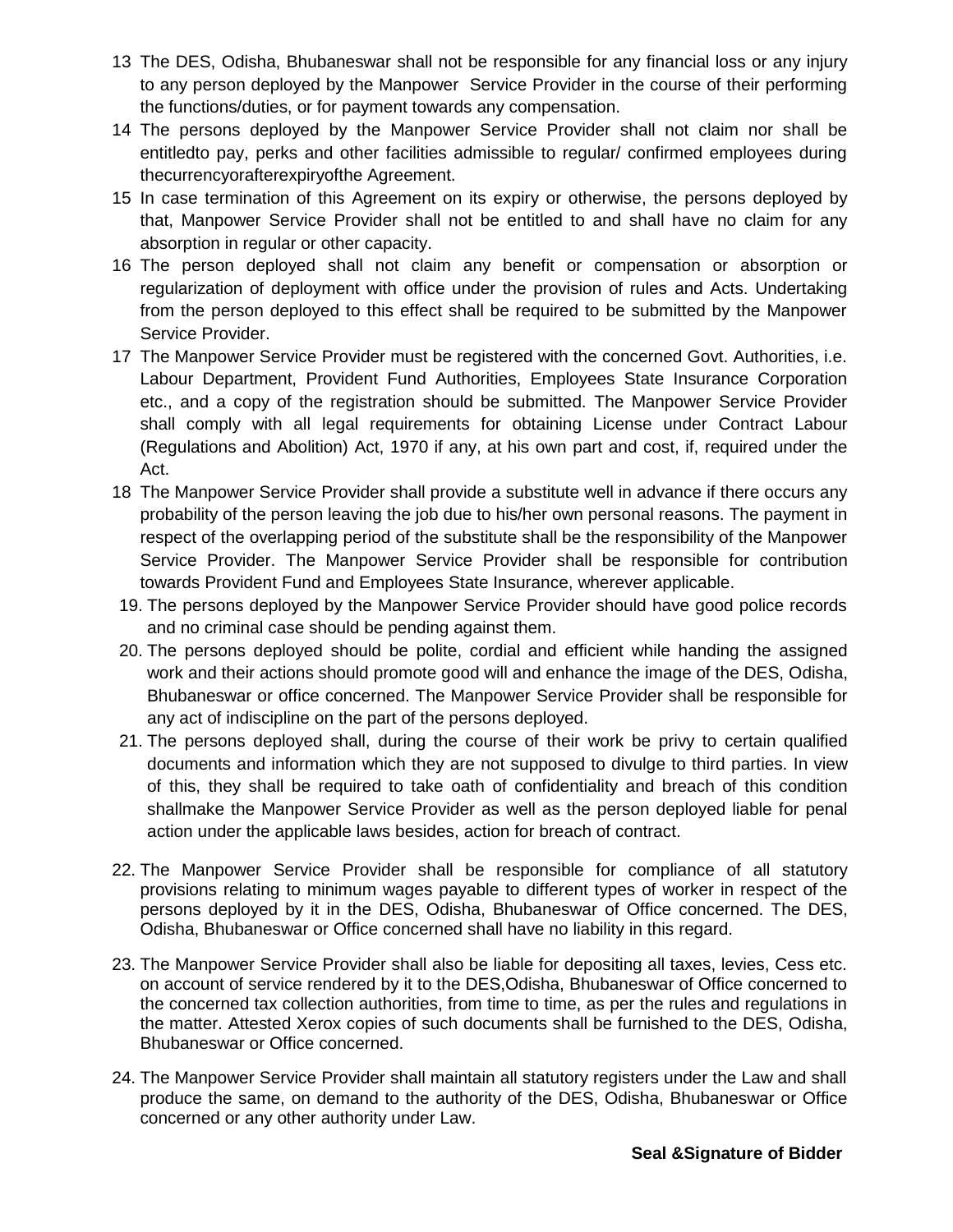13 The DES, Odisha, Bhubaneswar shall not be responsible for any financial loss or any injury to any person deployed by the Manpower Service Provider in the course of their performing the functions/duties, or for payment towards any compensation.

14 The persons deployed by the Manpower Service Provider shall not claim nor shall be entitledto pay, perks and other facilities admissible to regular/ confirmed employees during thecurrencyorafterexpiryofthe Agreement.

15 In case termination of this Agreement on its expiry or otherwise, the persons deployed by that, Manpower Service Provider shall not be entitled to and shall have no claim for any absorption in regular or other capacity.

16 The person deployed shall not claim any benefit or compensation or absorption or regularization of deployment with office under the provision of rules and Acts. Undertaking from the person deployed to this effect shall be required to be submitted by the Manpower Service Provider.

17 The Manpower Service Provider must be registered with the concerned Govt. Authorities, i.e. Labour Department, Provident Fund Authorities, Employees State Insurance Corporation etc., and a copy of the registration should be submitted. The Manpower Service Provider shall comply with all legal requirements for obtaining License under Contract Labour (Regulations and Abolition) Act, 1970 if any, at his own part and cost, if, required under the Act.

18 The Manpower Service Provider shall provide a substitute well in advance if there occurs any probability of the person leaving the job due to his/her own personal reasons. The payment in respect of the overlapping period of the substitute shall be the responsibility of the Manpower Service Provider. The Manpower Service Provider shall be responsible for contribution towards Provident Fund and Employees State Insurance, wherever applicable.

19. The persons deployed by the Manpower Service Provider should have good police records and no criminal case should be pending against them.

20. The persons deployed should be polite, cordial and efficient while handing the assigned work and their actions should promote good will and enhance the image of the DES, Odisha, Bhubaneswar or office concerned. The Manpower Service Provider shall be responsible for any act of indiscipline on the part of the persons deployed.

21. The persons deployed shall, during the course of their work be privy to certain qualified documents and information which they are not supposed to divulge to third parties. In view of this, they shall be required to take oath of confidentiality and breach of this condition shallmake the Manpower Service Provider as well as the person deployed liable for penal action under the applicable laws besides, action for breach of contract.

22. The Manpower Service Provider shall be responsible for compliance of all statutory provisions relating to minimum wages payable to different types of worker in respect of the persons deployed by it in the DES, Odisha, Bhubaneswar of Office concerned. The DES, Odisha, Bhubaneswar or Office concerned shall have no liability in this regard.

23. The Manpower Service Provider shall also be liable for depositing all taxes, levies, Cess etc. on account of service rendered by it to the DES,Odisha, Bhubaneswar of Office concerned to the concerned tax collection authorities, from time to time, as per the rules and regulations in the matter. Attested Xerox copies of such documents shall be furnished to the DES, Odisha, Bhubaneswar or Office concerned.

24. The Manpower Service Provider shall maintain all statutory registers under the Law and shall produce the same, on demand to the authority of the DES, Odisha, Bhubaneswar or Office concerned or any other authority under Law.

**Seal &Signature of Bidder**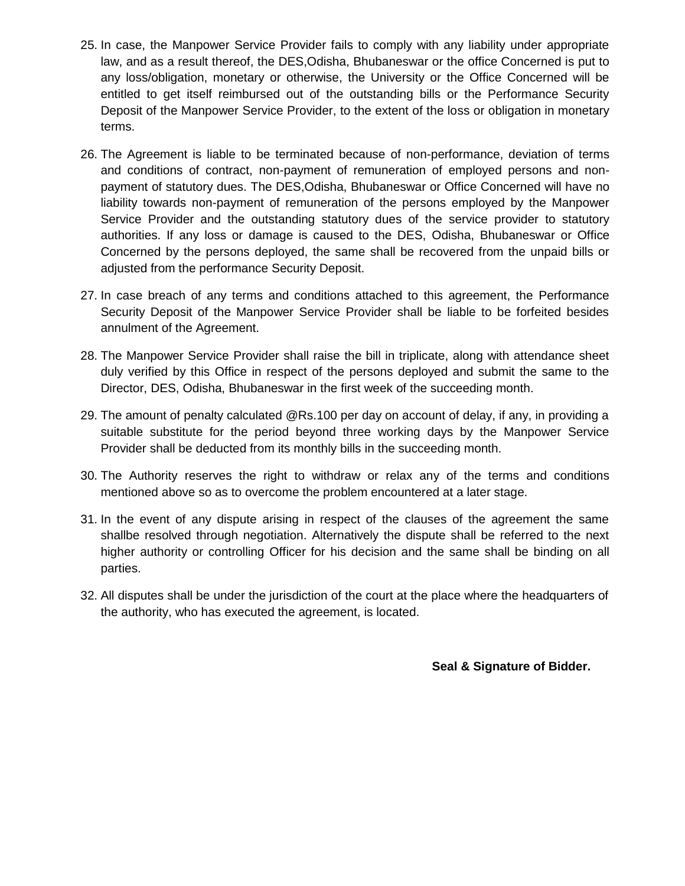25. In case, the Manpower Service Provider fails to comply with any liability under appropriate law, and as a result thereof, the DES,Odisha, Bhubaneswar or the office Concerned is put to any loss/obligation, monetary or otherwise, the University or the Office Concerned will be entitled to get itself reimbursed out of the outstanding bills or the Performance Security Deposit of the Manpower Service Provider, to the extent of the loss or obligation in monetary terms.

26. The Agreement is liable to be terminated because of non-performance, deviation of terms and conditions of contract, non-payment of remuneration of employed persons and non-payment of statutory dues. The DES,Odisha, Bhubaneswar or Office Concerned will have no liability towards non-payment of remuneration of the persons employed by the Manpower Service Provider and the outstanding statutory dues of the service provider to statutory authorities. If any loss or damage is caused to the DES, Odisha, Bhubaneswar or Office Concerned by the persons deployed, the same shall be recovered from the unpaid bills or adjusted from the performance Security Deposit.

27. In case breach of any terms and conditions attached to this agreement, the Performance Security Deposit of the Manpower Service Provider shall be liable to be forfeited besides annulment of the Agreement.

28. The Manpower Service Provider shall raise the bill in triplicate, along with attendance sheet duly verified by this Office in respect of the persons deployed and submit the same to the Director, DES, Odisha, Bhubaneswar in the first week of the succeeding month.

29. The amount of penalty calculated @Rs.100 per day on account of delay, if any, in providing a suitable substitute for the period beyond three working days by the Manpower Service Provider shall be deducted from its monthly bills in the succeeding month.

30. The Authority reserves the right to withdraw or relax any of the terms and conditions mentioned above so as to overcome the problem encountered at a later stage.

31. In the event of any dispute arising in respect of the clauses of the agreement the same shallbe resolved through negotiation. Alternatively the dispute shall be referred to the next higher authority or controlling Officer for his decision and the same shall be binding on all parties.

32. All disputes shall be under the jurisdiction of the court at the place where the headquarters of the authority, who has executed the agreement, is located.

**Seal & Signature of Bidder.**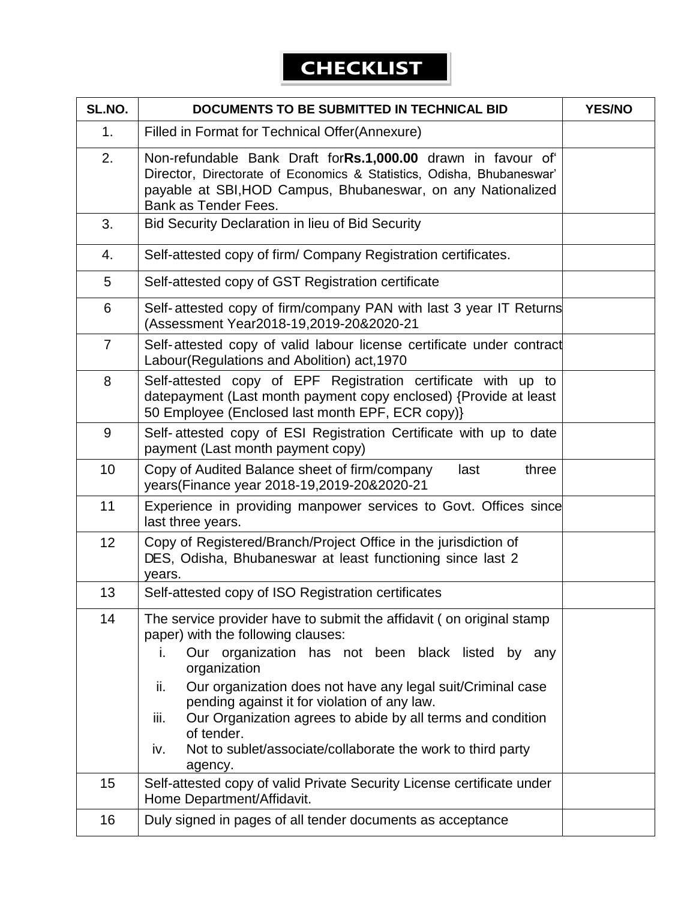# CHECKLIST

| SL.NO. | DOCUMENTS TO BE SUBMITTED IN TECHNICAL BID | YES/NO |
|---|---|---|
| 1. | Filled in Format for Technical Offer(Annexure) | |
| 2. | Non-refundable Bank Draft for**Rs.1,000.00** drawn in favour of' Director, Directorate of Economics & Statistics, Odisha, Bhubaneswar' payable at SBI,HOD Campus, Bhubaneswar, on any Nationalized Bank as Tender Fees. | |
| 3. | Bid Security Declaration in lieu of Bid Security | |
| 4. | Self-attested copy of firm/ Company Registration certificates. | |
| 5 | Self-attested copy of GST Registration certificate | |
| 6 | Self- attested copy of firm/company PAN with last 3 year IT Returns (Assessment Year2018-19,2019-20&2020-21 | |
| 7 | Self- attested copy of valid labour license certificate under contract Labour(Regulations and Abolition) act,1970 | |
| 8 | Self-attested copy of EPF Registration certificate with up to datepayment (Last month payment copy enclosed) {Provide at least 50 Employee (Enclosed last month EPF, ECR copy)} | |
| 9 | Self- attested copy of ESI Registration Certificate with up to date payment (Last month payment copy) | |
| 10 | Copy of Audited Balance sheet of firm/company last three years(Finance year 2018-19,2019-20&2020-21 | |
| 11 | Experience in providing manpower services to Govt. Offices since last three years. | |
| 12 | Copy of Registered/Branch/Project Office in the jurisdiction of DES, Odisha, Bhubaneswar at least functioning since last 2 years. | |
| 13 | Self-attested copy of ISO Registration certificates | |
| 14 | The service provider have to submit the affidavit ( on original stamp paper) with the following clauses:<br>i. Our organization has not been black listed by any organization<br>ii. Our organization does not have any legal suit/Criminal case pending against it for violation of any law.<br>iii. Our Organization agrees to abide by all terms and condition of tender.<br>iv. Not to sublet/associate/collaborate the work to third party agency. | |
| 15 | Self-attested copy of valid Private Security License certificate under Home Department/Affidavit. | |
| 16 | Duly signed in pages of all tender documents as acceptance | |